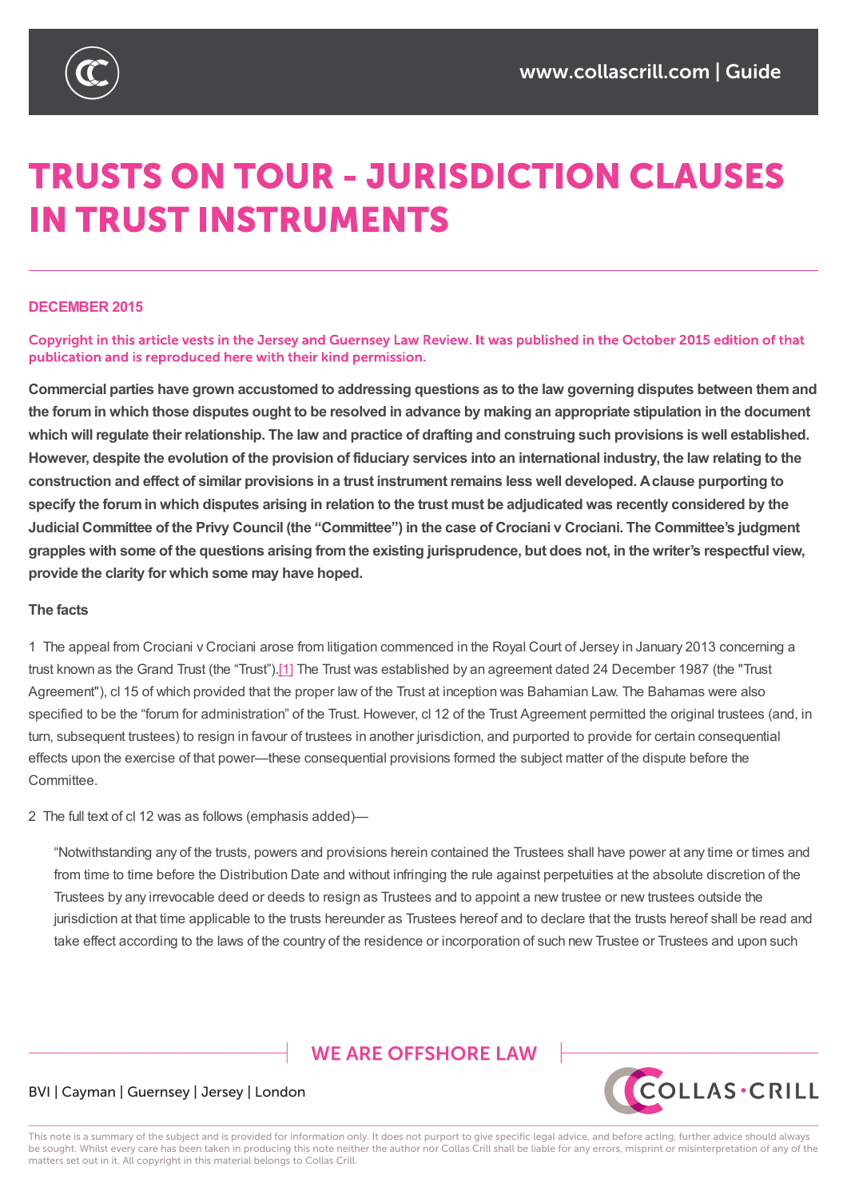# TRUSTS ON TOUR - JURISDICTION CLAUSES IN TRUST INSTRUMENTS

**DECEMBER 2015**

Copyright in this article vests in the Jersey and Guernsey Law Review. It was published in the October 2015 edition of that publication and is reproduced here with their kind permission.

**Commercial parties have grown accustomed to addressing questions as to the law governing disputes between them and the forum in which those disputes ought to be resolved in advance by making an appropriate stipulation in the document which will regulate their relationship. The law and practice of drafting and construing such provisions is well established. However, despite the evolution of the provision of fiduciary services into an international industry, the law relating to the construction and effect of similar provisions in a trust instrument remains less well developed. A clause purporting to specify the forum in which disputes arising in relation to the trust must be adjudicated was recently considered by the Judicial Committee of the Privy Council (the "Committee") in the case of Crociani v Crociani. The Committee's judgment grapples with some of the questions arising from the existing jurisprudence, but does not, in the writer's respectful view, provide the clarity for which some may have hoped.**

**The facts**

1 The appeal from Crociani v Crociani arose from litigation commenced in the Royal Court of Jersey in January 2013 concerning a trust known as the Grand Trust (the "Trust").[1] The Trust was established by an agreement dated 24 December 1987 (the "Trust Agreement"), cl 15 of which provided that the proper law of the Trust at inception was Bahamian Law. The Bahamas were also specified to be the "forum for administration" of the Trust. However, cl 12 of the Trust Agreement permitted the original trustees (and, in turn, subsequent trustees) to resign in favour of trustees in another jurisdiction, and purported to provide for certain consequential effects upon the exercise of that power—these consequential provisions formed the subject matter of the dispute before the Committee.

2 The full text of cl 12 was as follows (emphasis added)—

> "Notwithstanding any of the trusts, powers and provisions herein contained the Trustees shall have power at any time or times and from time to time before the Distribution Date and without infringing the rule against perpetuities at the absolute discretion of the Trustees by any irrevocable deed or deeds to resign as Trustees and to appoint a new trustee or new trustees outside the jurisdiction at that time applicable to the trusts hereunder as Trustees hereof and to declare that the trusts hereof shall be read and take effect according to the laws of the country of the residence or incorporation of such new Trustee or Trustees and upon such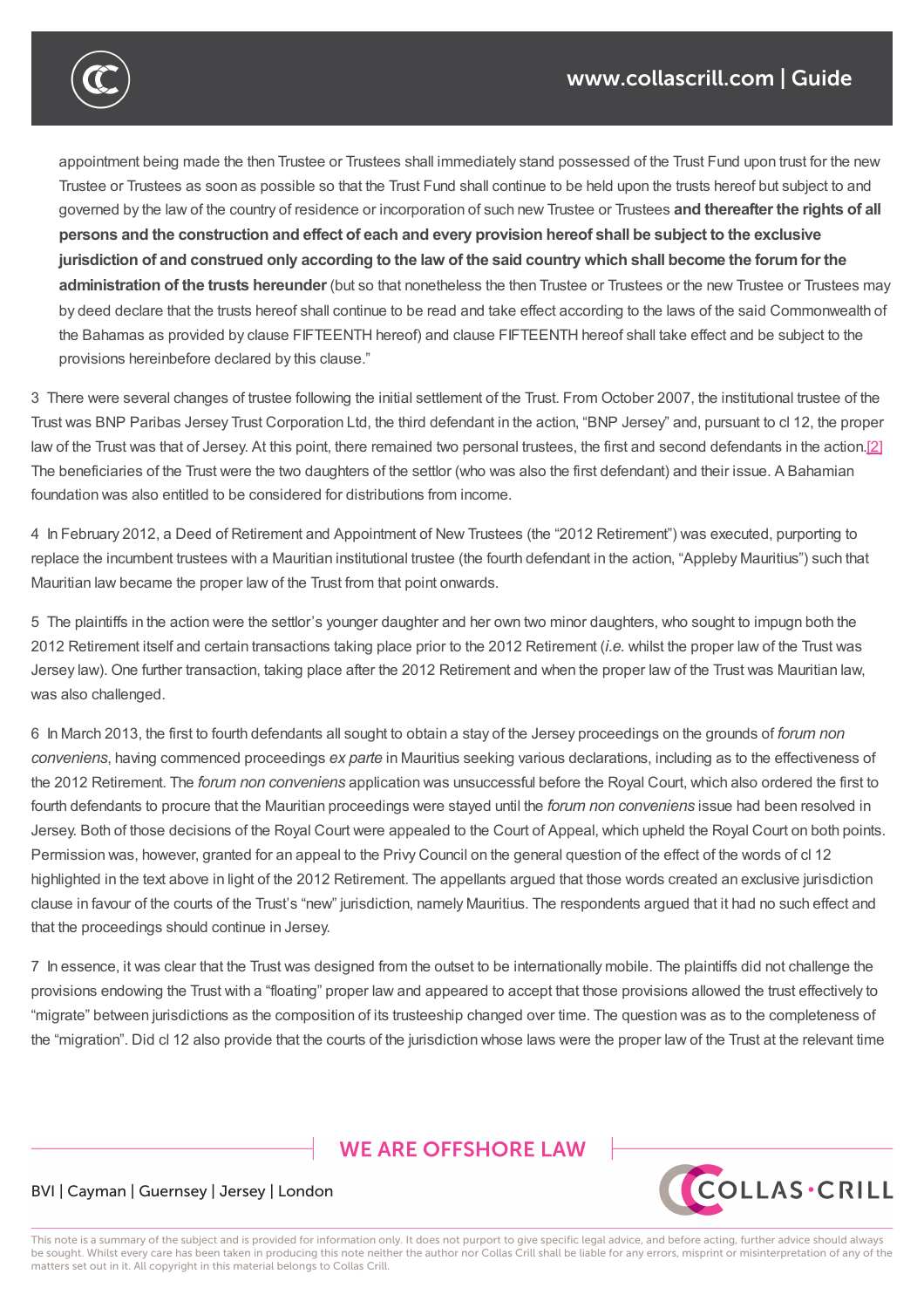appointment being made the then Trustee or Trustees shall immediately stand possessed of the Trust Fund upon trust for the new Trustee or Trustees as soon as possible so that the Trust Fund shall continue to be held upon the trusts hereof but subject to and governed by the law of the country of residence or incorporation of such new Trustee or Trustees **and thereafter the rights of all persons and the construction and effect of each and every provision hereof shall be subject to the exclusive jurisdiction of and construed only according to the law of the said country which shall become the forum for the administration of the trusts hereunder** (but so that nonetheless the then Trustee or Trustees or the new Trustee or Trustees may by deed declare that the trusts hereof shall continue to be read and take effect according to the laws of the said Commonwealth of the Bahamas as provided by clause FIFTEENTH hereof) and clause FIFTEENTH hereof shall take effect and be subject to the provisions hereinbefore declared by this clause."

3 There were several changes of trustee following the initial settlement of the Trust. From October 2007, the institutional trustee of the Trust was BNP Paribas Jersey Trust Corporation Ltd, the third defendant in the action, "BNP Jersey" and, pursuant to cl 12, the proper law of the Trust was that of Jersey. At this point, there remained two personal trustees, the first and second defendants in the action.[2] The beneficiaries of the Trust were the two daughters of the settlor (who was also the first defendant) and their issue. A Bahamian foundation was also entitled to be considered for distributions from income.

4 In February 2012, a Deed of Retirement and Appointment of New Trustees (the "2012 Retirement") was executed, purporting to replace the incumbent trustees with a Mauritian institutional trustee (the fourth defendant in the action, "Appleby Mauritius") such that Mauritian law became the proper law of the Trust from that point onwards.

5 The plaintiffs in the action were the settlor's younger daughter and her own two minor daughters, who sought to impugn both the 2012 Retirement itself and certain transactions taking place prior to the 2012 Retirement (*i.e.* whilst the proper law of the Trust was Jersey law). One further transaction, taking place after the 2012 Retirement and when the proper law of the Trust was Mauritian law, was also challenged.

6 In March 2013, the first to fourth defendants all sought to obtain a stay of the Jersey proceedings on the grounds of *forum non conveniens,* having commenced proceedings *ex parte* in Mauritius seeking various declarations, including as to the effectiveness of the 2012 Retirement. The *forum non conveniens* application was unsuccessful before the Royal Court, which also ordered the first to fourth defendants to procure that the Mauritian proceedings were stayed until the *forum non conveniens* issue had been resolved in Jersey. Both of those decisions of the Royal Court were appealed to the Court of Appeal, which upheld the Royal Court on both points. Permission was, however, granted for an appeal to the Privy Council on the general question of the effect of the words of cl 12 highlighted in the text above in light of the 2012 Retirement. The appellants argued that those words created an exclusive jurisdiction clause in favour of the courts of the Trust's "new" jurisdiction, namely Mauritius. The respondents argued that it had no such effect and that the proceedings should continue in Jersey.

7 In essence, it was clear that the Trust was designed from the outset to be internationally mobile. The plaintiffs did not challenge the provisions endowing the Trust with a "floating" proper law and appeared to accept that those provisions allowed the trust effectively to "migrate" between jurisdictions as the composition of its trusteeship changed over time. The question was as to the completeness of the "migration". Did cl 12 also provide that the courts of the jurisdiction whose laws were the proper law of the Trust at the relevant time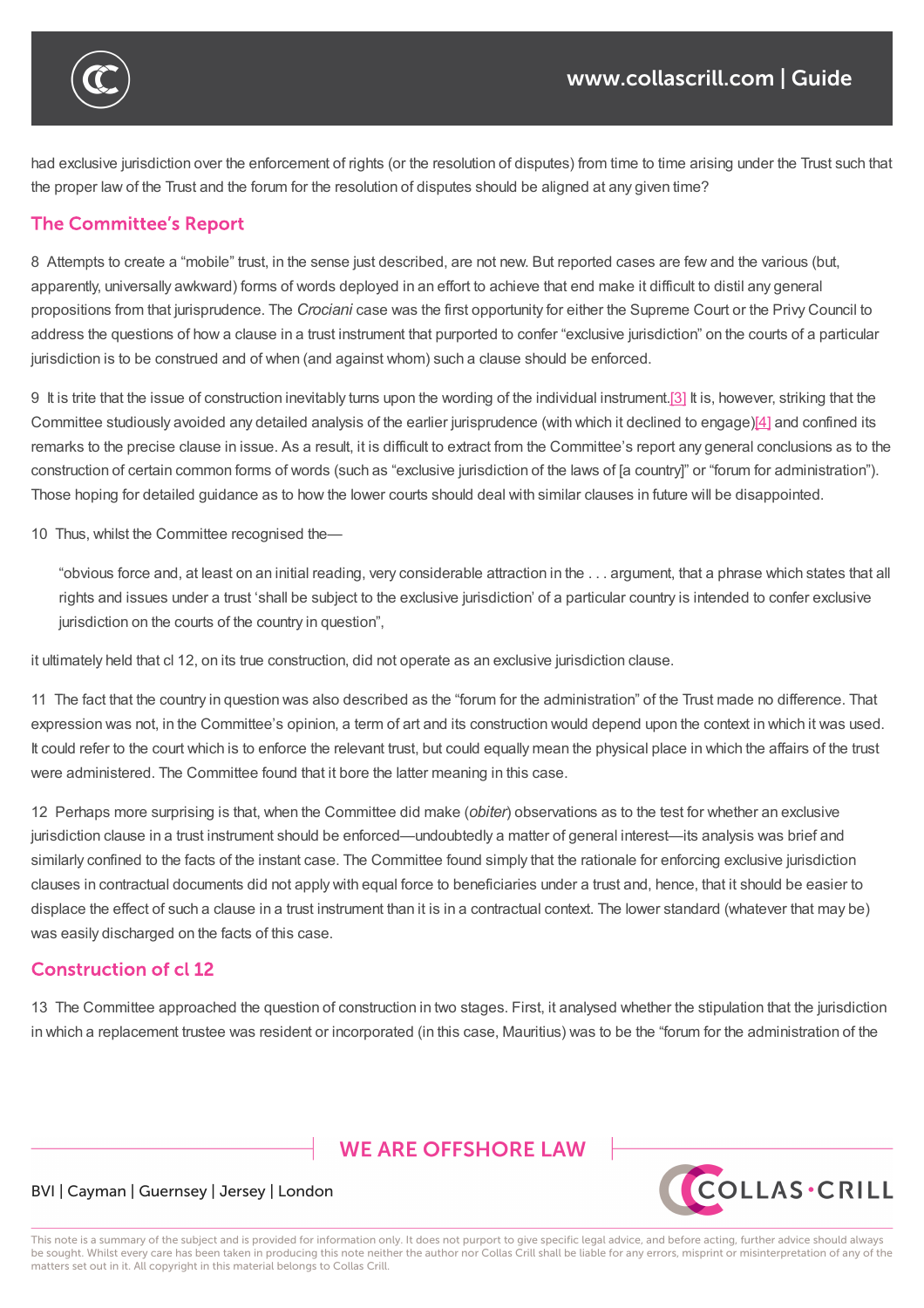had exclusive jurisdiction over the enforcement of rights (or the resolution of disputes) from time to time arising under the Trust such that the proper law of the Trust and the forum for the resolution of disputes should be aligned at any given time?

## The Committee's Report

8 Attempts to create a "mobile" trust, in the sense just described, are not new. But reported cases are few and the various (but, apparently, universally awkward) forms of words deployed in an effort to achieve that end make it difficult to distil any general propositions from that jurisprudence. The *Crociani* case was the first opportunity for either the Supreme Court or the Privy Council to address the questions of how a clause in a trust instrument that purported to confer "exclusive jurisdiction" on the courts of a particular jurisdiction is to be construed and of when (and against whom) such a clause should be enforced.

9 It is trite that the issue of construction inevitably turns upon the wording of the individual instrument.[3] It is, however, striking that the Committee studiously avoided any detailed analysis of the earlier jurisprudence (with which it declined to engage)[4] and confined its remarks to the precise clause in issue. As a result, it is difficult to extract from the Committee's report any general conclusions as to the construction of certain common forms of words (such as "exclusive jurisdiction of the laws of [a country]" or "forum for administration"). Those hoping for detailed guidance as to how the lower courts should deal with similar clauses in future will be disappointed.

10 Thus, whilst the Committee recognised the—

> "obvious force and, at least on an initial reading, very considerable attraction in the . . . argument, that a phrase which states that all rights and issues under a trust 'shall be subject to the exclusive jurisdiction' of a particular country is intended to confer exclusive jurisdiction on the courts of the country in question",

it ultimately held that cl 12, on its true construction, did not operate as an exclusive jurisdiction clause.

11 The fact that the country in question was also described as the "forum for the administration" of the Trust made no difference. That expression was not, in the Committee's opinion, a term of art and its construction would depend upon the context in which it was used. It could refer to the court which is to enforce the relevant trust, but could equally mean the physical place in which the affairs of the trust were administered. The Committee found that it bore the latter meaning in this case.

12 Perhaps more surprising is that, when the Committee did make (*obiter*) observations as to the test for whether an exclusive jurisdiction clause in a trust instrument should be enforced—undoubtedly a matter of general interest—its analysis was brief and similarly confined to the facts of the instant case. The Committee found simply that the rationale for enforcing exclusive jurisdiction clauses in contractual documents did not apply with equal force to beneficiaries under a trust and, hence, that it should be easier to displace the effect of such a clause in a trust instrument than it is in a contractual context. The lower standard (whatever that may be) was easily discharged on the facts of this case.

## Construction of cl 12

13 The Committee approached the question of construction in two stages. First, it analysed whether the stipulation that the jurisdiction in which a replacement trustee was resident or incorporated (in this case, Mauritius) was to be the "forum for the administration of the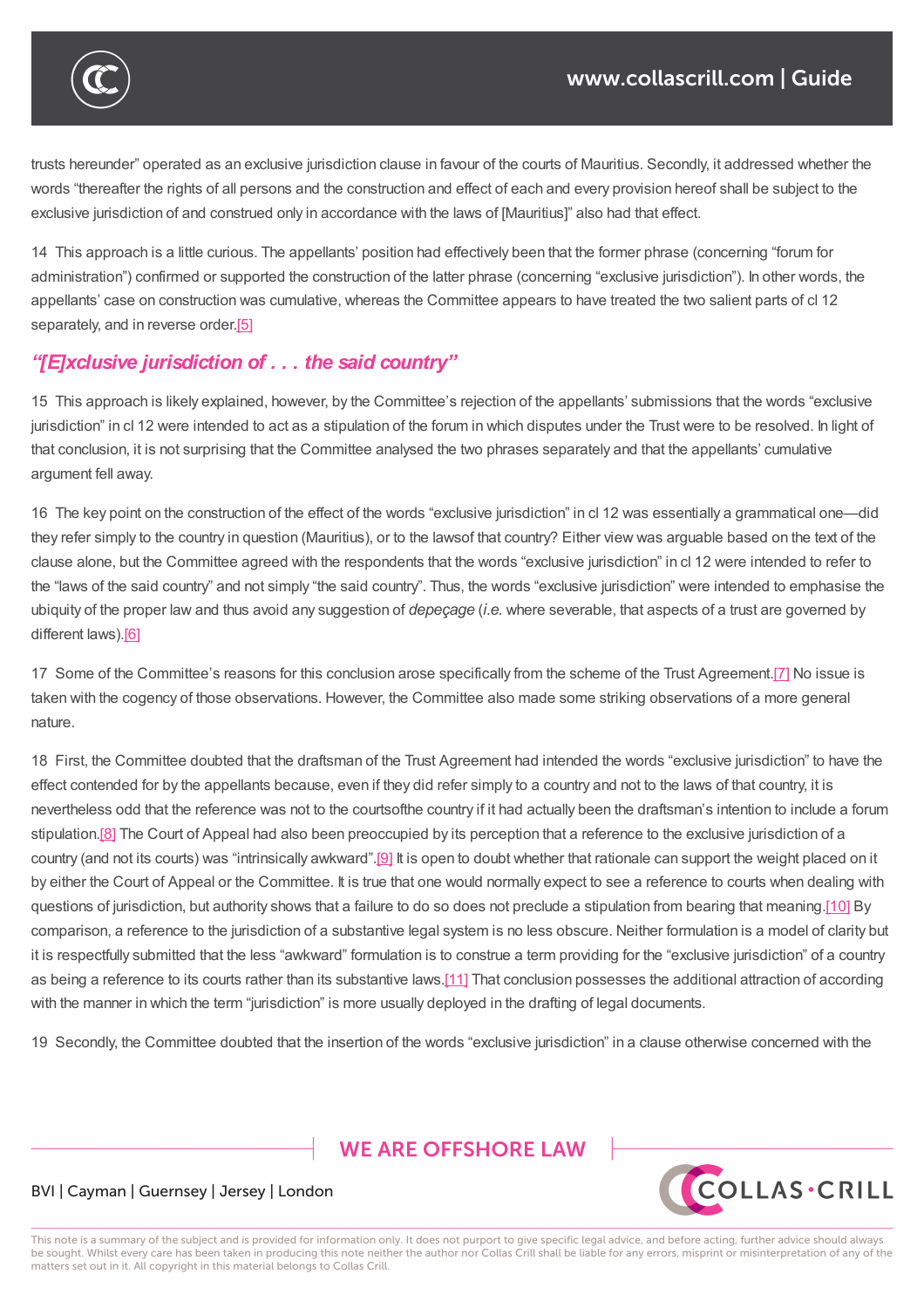trusts hereunder" operated as an exclusive jurisdiction clause in favour of the courts of Mauritius. Secondly, it addressed whether the words "thereafter the rights of all persons and the construction and effect of each and every provision hereof shall be subject to the exclusive jurisdiction of and construed only in accordance with the laws of [Mauritius]" also had that effect.

14 This approach is a little curious. The appellants' position had effectively been that the former phrase (concerning "forum for administration") confirmed or supported the construction of the latter phrase (concerning "exclusive jurisdiction"). In other words, the appellants' case on construction was cumulative, whereas the Committee appears to have treated the two salient parts of cl 12 separately, and in reverse order.[5]

## *"[E]xclusive jurisdiction of . . . the said country"*

15 This approach is likely explained, however, by the Committee's rejection of the appellants' submissions that the words "exclusive jurisdiction" in cl 12 were intended to act as a stipulation of the forum in which disputes under the Trust were to be resolved. In light of that conclusion, it is not surprising that the Committee analysed the two phrases separately and that the appellants' cumulative argument fell away.

16 The key point on the construction of the effect of the words "exclusive jurisdiction" in cl 12 was essentially a grammatical one—did they refer simply to the country in question (Mauritius), or to the lawsof that country? Either view was arguable based on the text of the clause alone, but the Committee agreed with the respondents that the words "exclusive jurisdiction" in cl 12 were intended to refer to the "laws of the said country" and not simply "the said country". Thus, the words "exclusive jurisdiction" were intended to emphasise the ubiquity of the proper law and thus avoid any suggestion of *depeçage* (*i.e.* where severable, that aspects of a trust are governed by different laws).[6]

17 Some of the Committee's reasons for this conclusion arose specifically from the scheme of the Trust Agreement.[7] No issue is taken with the cogency of those observations. However, the Committee also made some striking observations of a more general nature.

18 First, the Committee doubted that the draftsman of the Trust Agreement had intended the words "exclusive jurisdiction" to have the effect contended for by the appellants because, even if they did refer simply to a country and not to the laws of that country, it is nevertheless odd that the reference was not to the courtsofthe country if it had actually been the draftsman's intention to include a forum stipulation.[8] The Court of Appeal had also been preoccupied by its perception that a reference to the exclusive jurisdiction of a country (and not its courts) was "intrinsically awkward".[9] It is open to doubt whether that rationale can support the weight placed on it by either the Court of Appeal or the Committee. It is true that one would normally expect to see a reference to courts when dealing with questions of jurisdiction, but authority shows that a failure to do so does not preclude a stipulation from bearing that meaning.[10] By comparison, a reference to the jurisdiction of a substantive legal system is no less obscure. Neither formulation is a model of clarity but it is respectfully submitted that the less "awkward" formulation is to construe a term providing for the "exclusive jurisdiction" of a country as being a reference to its courts rather than its substantive laws.[11] That conclusion possesses the additional attraction of according with the manner in which the term "jurisdiction" is more usually deployed in the drafting of legal documents.

19 Secondly, the Committee doubted that the insertion of the words "exclusive jurisdiction" in a clause otherwise concerned with the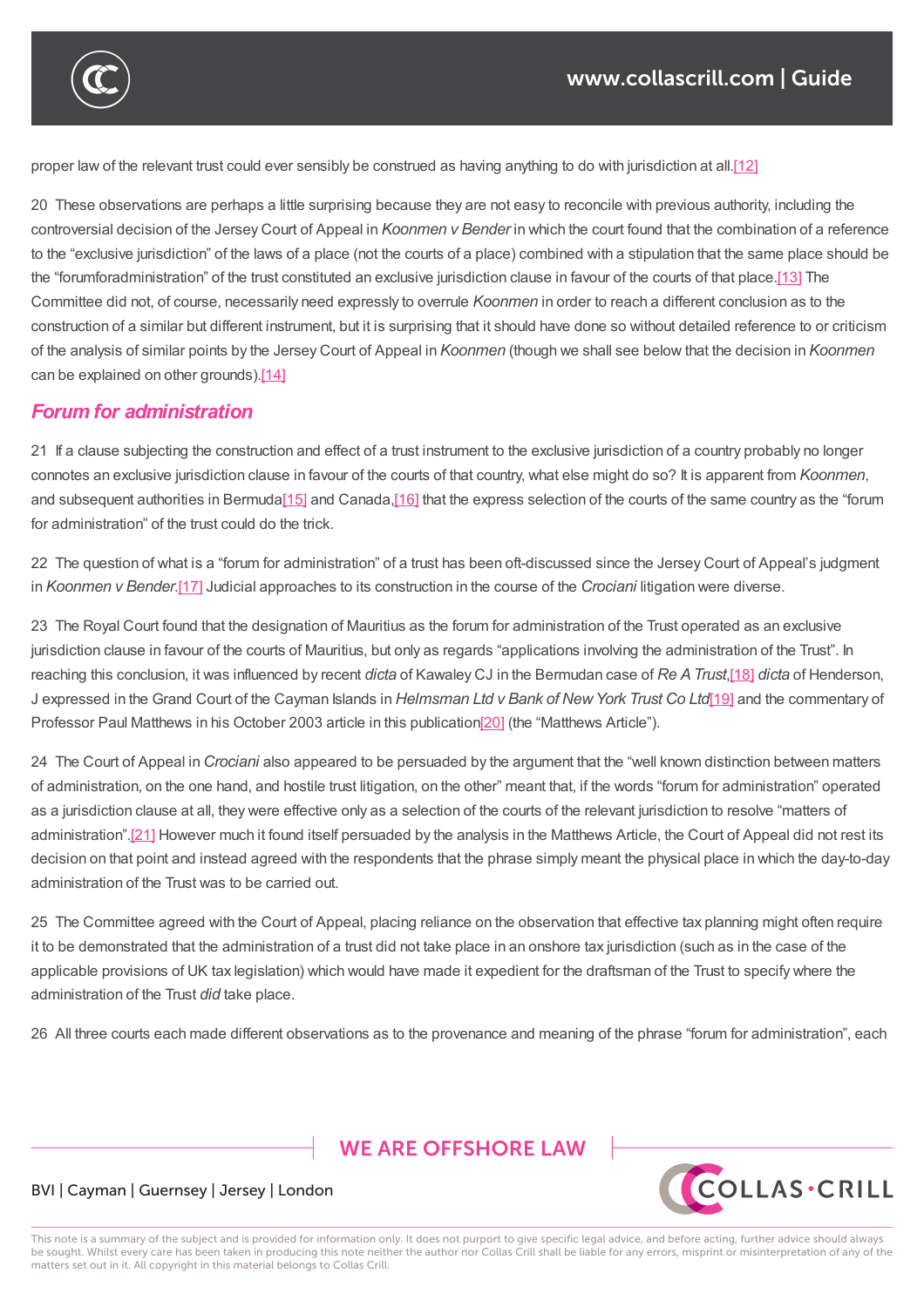proper law of the relevant trust could ever sensibly be construed as having anything to do with jurisdiction at all.[12]

20 These observations are perhaps a little surprising because they are not easy to reconcile with previous authority, including the controversial decision of the Jersey Court of Appeal in *Koonmen v Bender* in which the court found that the combination of a reference to the "exclusive jurisdiction" of the laws of a place (not the courts of a place) combined with a stipulation that the same place should be the "forumforadministration" of the trust constituted an exclusive jurisdiction clause in favour of the courts of that place.[13] The Committee did not, of course, necessarily need expressly to overrule *Koonmen* in order to reach a different conclusion as to the construction of a similar but different instrument, but it is surprising that it should have done so without detailed reference to or criticism of the analysis of similar points by the Jersey Court of Appeal in *Koonmen* (though we shall see below that the decision in *Koonmen* can be explained on other grounds).[14]

## *Forum for administration*

21 If a clause subjecting the construction and effect of a trust instrument to the exclusive jurisdiction of a country probably no longer connotes an exclusive jurisdiction clause in favour of the courts of that country, what else might do so? It is apparent from *Koonmen*, and subsequent authorities in Bermuda[15] and Canada,[16] that the express selection of the courts of the same country as the "forum for administration" of the trust could do the trick.

22 The question of what is a "forum for administration" of a trust has been oft-discussed since the Jersey Court of Appeal's judgment in *Koonmen v Bender*.[17] Judicial approaches to its construction in the course of the *Crociani* litigation were diverse.

23 The Royal Court found that the designation of Mauritius as the forum for administration of the Trust operated as an exclusive jurisdiction clause in favour of the courts of Mauritius, but only as regards "applications involving the administration of the Trust". In reaching this conclusion, it was influenced by recent *dicta* of Kawaley CJ in the Bermudan case of *Re A Trust*,[18] *dicta* of Henderson, J expressed in the Grand Court of the Cayman Islands in *Helmsman Ltd v Bank of New York Trust Co Ltd*[19] and the commentary of Professor Paul Matthews in his October 2003 article in this publication[20] (the "Matthews Article").

24 The Court of Appeal in *Crociani* also appeared to be persuaded by the argument that the "well known distinction between matters of administration, on the one hand, and hostile trust litigation, on the other" meant that, if the words "forum for administration" operated as a jurisdiction clause at all, they were effective only as a selection of the courts of the relevant jurisdiction to resolve "matters of administration".[21] However much it found itself persuaded by the analysis in the Matthews Article, the Court of Appeal did not rest its decision on that point and instead agreed with the respondents that the phrase simply meant the physical place in which the day-to-day administration of the Trust was to be carried out.

25 The Committee agreed with the Court of Appeal, placing reliance on the observation that effective tax planning might often require it to be demonstrated that the administration of a trust did not take place in an onshore tax jurisdiction (such as in the case of the applicable provisions of UK tax legislation) which would have made it expedient for the draftsman of the Trust to specify where the administration of the Trust *did* take place.

26 All three courts each made different observations as to the provenance and meaning of the phrase "forum for administration", each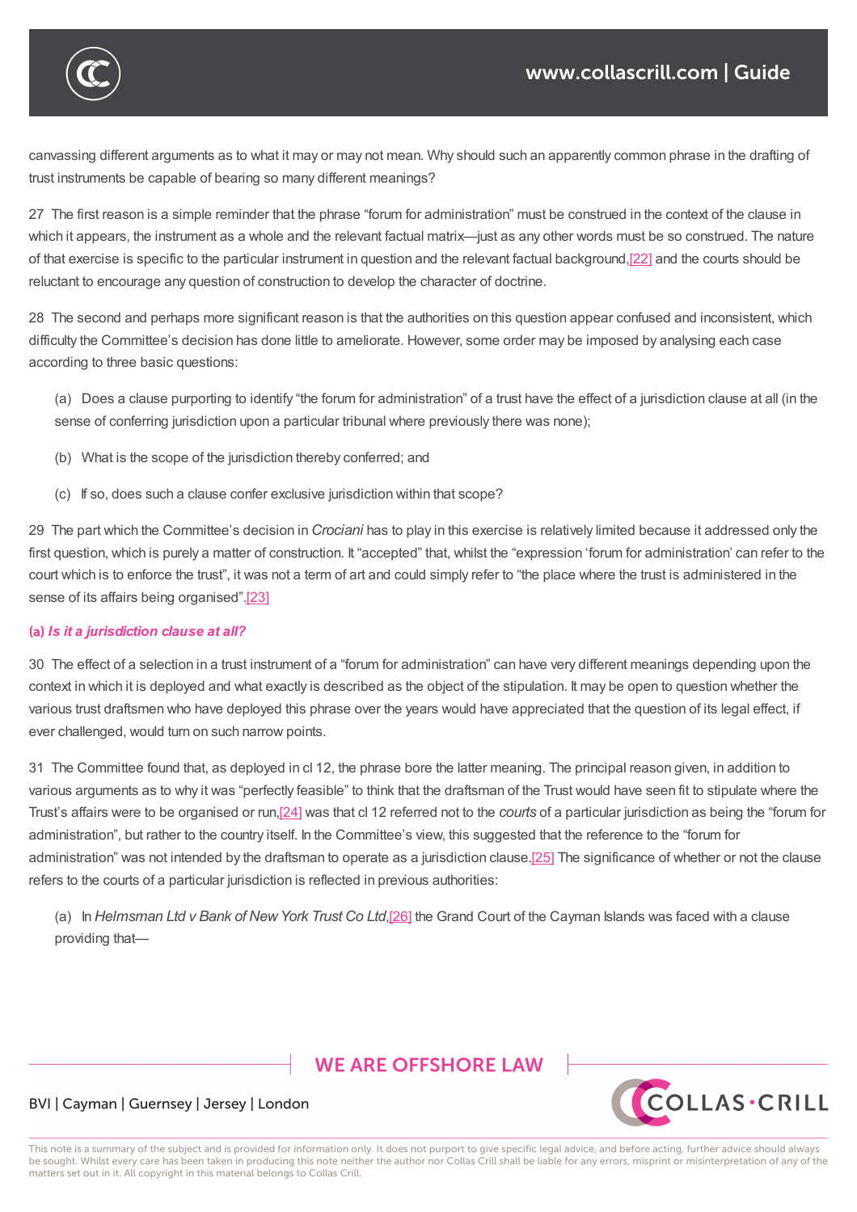canvassing different arguments as to what it may or may not mean. Why should such an apparently common phrase in the drafting of trust instruments be capable of bearing so many different meanings?

27 The first reason is a simple reminder that the phrase "forum for administration" must be construed in the context of the clause in which it appears, the instrument as a whole and the relevant factual matrix—just as any other words must be so construed. The nature of that exercise is specific to the particular instrument in question and the relevant factual background,[22] and the courts should be reluctant to encourage any question of construction to develop the character of doctrine.

28 The second and perhaps more significant reason is that the authorities on this question appear confused and inconsistent, which difficulty the Committee's decision has done little to ameliorate. However, some order may be imposed by analysing each case according to three basic questions:

(a) Does a clause purporting to identify "the forum for administration" of a trust have the effect of a jurisdiction clause at all (in the sense of conferring jurisdiction upon a particular tribunal where previously there was none);

(b) What is the scope of the jurisdiction thereby conferred; and

(c) If so, does such a clause confer exclusive jurisdiction within that scope?

29 The part which the Committee's decision in *Crociani* has to play in this exercise is relatively limited because it addressed only the first question, which is purely a matter of construction. It "accepted" that, whilst the "expression 'forum for administration' can refer to the court which is to enforce the trust", it was not a term of art and could simply refer to "the place where the trust is administered in the sense of its affairs being organised".[23]

### (a) *Is it a jurisdiction clause at all?*

30 The effect of a selection in a trust instrument of a "forum for administration" can have very different meanings depending upon the context in which it is deployed and what exactly is described as the object of the stipulation. It may be open to question whether the various trust draftsmen who have deployed this phrase over the years would have appreciated that the question of its legal effect, if ever challenged, would turn on such narrow points.

31 The Committee found that, as deployed in cl 12, the phrase bore the latter meaning. The principal reason given, in addition to various arguments as to why it was "perfectly feasible" to think that the draftsman of the Trust would have seen fit to stipulate where the Trust's affairs were to be organised or run,[24] was that cl 12 referred not to the *courts* of a particular jurisdiction as being the "forum for administration", but rather to the country itself. In the Committee's view, this suggested that the reference to the "forum for administration" was not intended by the draftsman to operate as a jurisdiction clause.[25] The significance of whether or not the clause refers to the courts of a particular jurisdiction is reflected in previous authorities:

(a) In *Helmsman Ltd v Bank of New York Trust Co Ltd*,[26] the Grand Court of the Cayman Islands was faced with a clause providing that—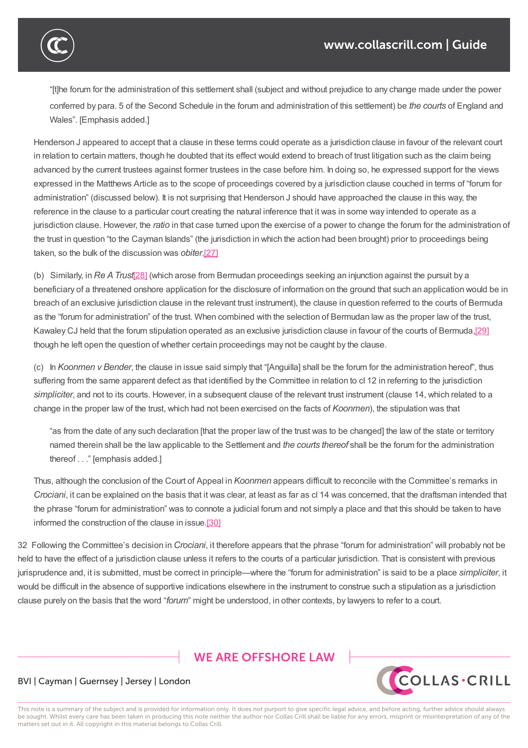> "[t]he forum for the administration of this settlement shall (subject and without prejudice to any change made under the power conferred by para. 5 of the Second Schedule in the forum and administration of this settlement) be *the courts* of England and Wales". [Emphasis added.]

Henderson J appeared to accept that a clause in these terms could operate as a jurisdiction clause in favour of the relevant court in relation to certain matters, though he doubted that its effect would extend to breach of trust litigation such as the claim being advanced by the current trustees against former trustees in the case before him. In doing so, he expressed support for the views expressed in the Matthews Article as to the scope of proceedings covered by a jurisdiction clause couched in terms of "forum for administration" (discussed below). It is not surprising that Henderson J should have approached the clause in this way, the reference in the clause to a particular court creating the natural inference that it was in some way intended to operate as a jurisdiction clause. However, the *ratio* in that case turned upon the exercise of a power to change the forum for the administration of the trust in question "to the Cayman Islands" (the jurisdiction in which the action had been brought) prior to proceedings being taken, so the bulk of the discussion was *obiter*.[27]

(b) Similarly, in *Re A Trust*[28] (which arose from Bermudan proceedings seeking an injunction against the pursuit by a beneficiary of a threatened onshore application for the disclosure of information on the ground that such an application would be in breach of an exclusive jurisdiction clause in the relevant trust instrument), the clause in question referred to the courts of Bermuda as the "forum for administration" of the trust. When combined with the selection of Bermudan law as the proper law of the trust, Kawaley CJ held that the forum stipulation operated as an exclusive jurisdiction clause in favour of the courts of Bermuda,[29] though he left open the question of whether certain proceedings may not be caught by the clause.

(c) In *Koonmen v Bender*, the clause in issue said simply that "[Anguilla] shall be the forum for the administration hereof", thus suffering from the same apparent defect as that identified by the Committee in relation to cl 12 in referring to the jurisdiction *simpliciter*, and not to its courts. However, in a subsequent clause of the relevant trust instrument (clause 14, which related to a change in the proper law of the trust, which had not been exercised on the facts of *Koonmen*), the stipulation was that

> "as from the date of any such declaration [that the proper law of the trust was to be changed] the law of the state or territory named therein shall be the law applicable to the Settlement and *the courts thereof* shall be the forum for the administration thereof . . ." [emphasis added.]

Thus, although the conclusion of the Court of Appeal in *Koonmen* appears difficult to reconcile with the Committee's remarks in *Crociani*, it can be explained on the basis that it was clear, at least as far as cl 14 was concerned, that the draftsman intended that the phrase "forum for administration" was to connote a judicial forum and not simply a place and that this should be taken to have informed the construction of the clause in issue.[30]

32 Following the Committee's decision in *Crociani*, it therefore appears that the phrase "forum for administration" will probably not be held to have the effect of a jurisdiction clause unless it refers to the courts of a particular jurisdiction. That is consistent with previous jurisprudence and, it is submitted, must be correct in principle—where the "forum for administration" is said to be a place *simpliciter*, it would be difficult in the absence of supportive indications elsewhere in the instrument to construe such a stipulation as a jurisdiction clause purely on the basis that the word "*forum*" might be understood, in other contexts, by lawyers to refer to a court.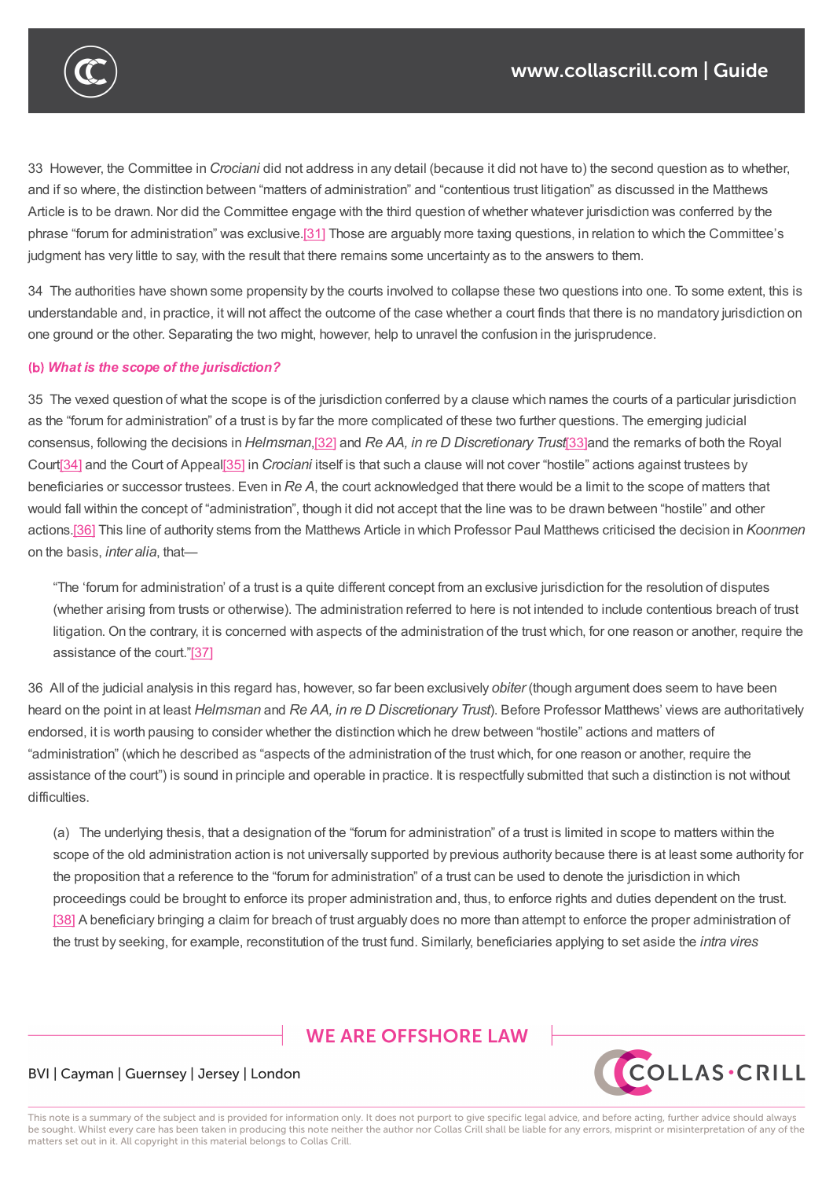33 However, the Committee in *Crociani* did not address in any detail (because it did not have to) the second question as to whether, and if so where, the distinction between "matters of administration" and "contentious trust litigation" as discussed in the Matthews Article is to be drawn. Nor did the Committee engage with the third question of whether whatever jurisdiction was conferred by the phrase "forum for administration" was exclusive.[31] Those are arguably more taxing questions, in relation to which the Committee's judgment has very little to say, with the result that there remains some uncertainty as to the answers to them.

34 The authorities have shown some propensity by the courts involved to collapse these two questions into one. To some extent, this is understandable and, in practice, it will not affect the outcome of the case whether a court finds that there is no mandatory jurisdiction on one ground or the other. Separating the two might, however, help to unravel the confusion in the jurisprudence.

### (b) *What is the scope of the jurisdiction?*

35 The vexed question of what the scope is of the jurisdiction conferred by a clause which names the courts of a particular jurisdiction as the "forum for administration" of a trust is by far the more complicated of these two further questions. The emerging judicial consensus, following the decisions in *Helmsman*,[32] and *Re AA, in re D Discretionary Trust*[33]and the remarks of both the Royal Court[34] and the Court of Appeal[35] in *Crociani* itself is that such a clause will not cover "hostile" actions against trustees by beneficiaries or successor trustees. Even in *Re A*, the court acknowledged that there would be a limit to the scope of matters that would fall within the concept of "administration", though it did not accept that the line was to be drawn between "hostile" and other actions.[36] This line of authority stems from the Matthews Article in which Professor Paul Matthews criticised the decision in *Koonmen* on the basis, *inter alia*, that—

> "The 'forum for administration' of a trust is a quite different concept from an exclusive jurisdiction for the resolution of disputes (whether arising from trusts or otherwise). The administration referred to here is not intended to include contentious breach of trust litigation. On the contrary, it is concerned with aspects of the administration of the trust which, for one reason or another, require the assistance of the court."[37]

36 All of the judicial analysis in this regard has, however, so far been exclusively *obiter* (though argument does seem to have been heard on the point in at least *Helmsman* and *Re AA, in re D Discretionary Trust*). Before Professor Matthews' views are authoritatively endorsed, it is worth pausing to consider whether the distinction which he drew between "hostile" actions and matters of "administration" (which he described as "aspects of the administration of the trust which, for one reason or another, require the assistance of the court") is sound in principle and operable in practice. It is respectfully submitted that such a distinction is not without difficulties.

> (a) The underlying thesis, that a designation of the "forum for administration" of a trust is limited in scope to matters within the scope of the old administration action is not universally supported by previous authority because there is at least some authority for the proposition that a reference to the "forum for administration" of a trust can be used to denote the jurisdiction in which proceedings could be brought to enforce its proper administration and, thus, to enforce rights and duties dependent on the trust.[38] A beneficiary bringing a claim for breach of trust arguably does no more than attempt to enforce the proper administration of the trust by seeking, for example, reconstitution of the trust fund. Similarly, beneficiaries applying to set aside the *intra vires*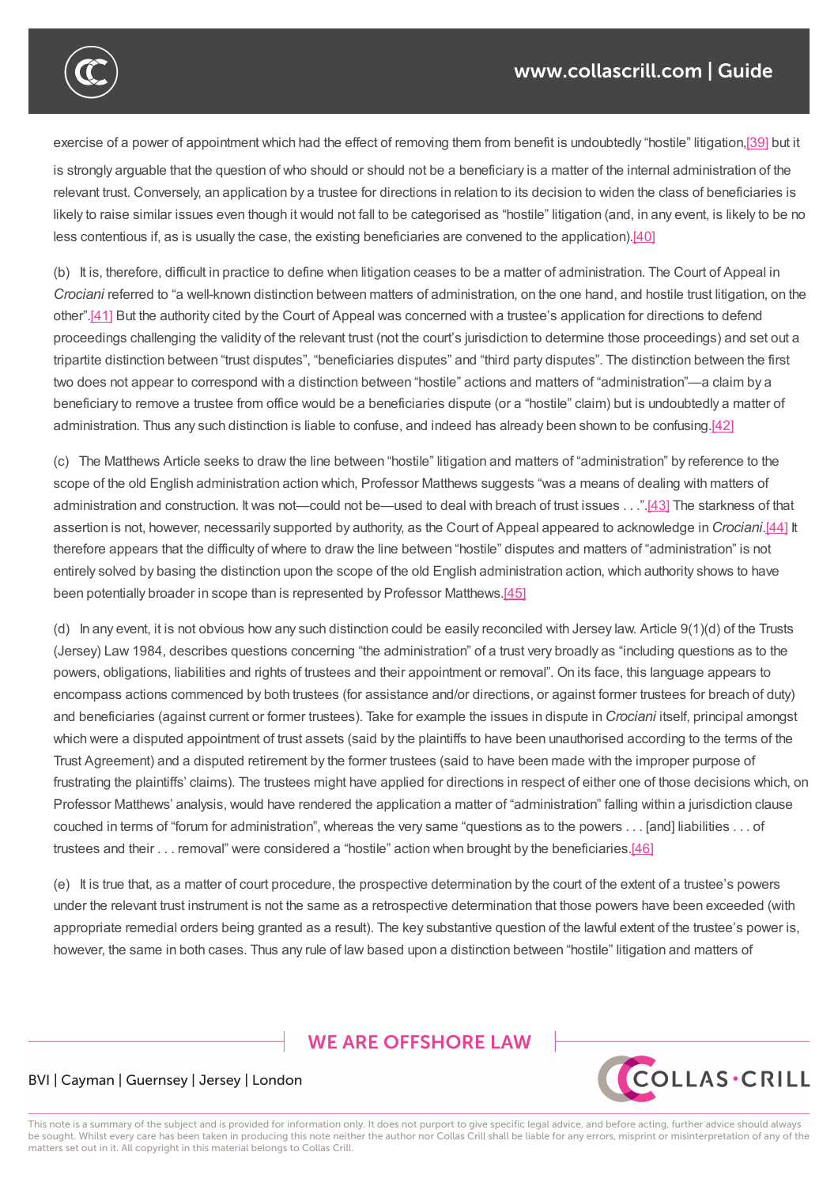exercise of a power of appointment which had the effect of removing them from benefit is undoubtedly "hostile" litigation,[39] but it is strongly arguable that the question of who should or should not be a beneficiary is a matter of the internal administration of the relevant trust. Conversely, an application by a trustee for directions in relation to its decision to widen the class of beneficiaries is likely to raise similar issues even though it would not fall to be categorised as "hostile" litigation (and, in any event, is likely to be no less contentious if, as is usually the case, the existing beneficiaries are convened to the application).[40]

(b) It is, therefore, difficult in practice to define when litigation ceases to be a matter of administration. The Court of Appeal in *Crociani* referred to "a well-known distinction between matters of administration, on the one hand, and hostile trust litigation, on the other".[41] But the authority cited by the Court of Appeal was concerned with a trustee's application for directions to defend proceedings challenging the validity of the relevant trust (not the court's jurisdiction to determine those proceedings) and set out a tripartite distinction between "trust disputes", "beneficiaries disputes" and "third party disputes". The distinction between the first two does not appear to correspond with a distinction between "hostile" actions and matters of "administration"—a claim by a beneficiary to remove a trustee from office would be a beneficiaries dispute (or a "hostile" claim) but is undoubtedly a matter of administration. Thus any such distinction is liable to confuse, and indeed has already been shown to be confusing.[42]

(c) The Matthews Article seeks to draw the line between "hostile" litigation and matters of "administration" by reference to the scope of the old English administration action which, Professor Matthews suggests "was a means of dealing with matters of administration and construction. It was not—could not be—used to deal with breach of trust issues . . .".[43] The starkness of that assertion is not, however, necessarily supported by authority, as the Court of Appeal appeared to acknowledge in *Crociani*.[44] It therefore appears that the difficulty of where to draw the line between "hostile" disputes and matters of "administration" is not entirely solved by basing the distinction upon the scope of the old English administration action, which authority shows to have been potentially broader in scope than is represented by Professor Matthews.[45]

(d) In any event, it is not obvious how any such distinction could be easily reconciled with Jersey law. Article 9(1)(d) of the Trusts (Jersey) Law 1984, describes questions concerning "the administration" of a trust very broadly as "including questions as to the powers, obligations, liabilities and rights of trustees and their appointment or removal". On its face, this language appears to encompass actions commenced by both trustees (for assistance and/or directions, or against former trustees for breach of duty) and beneficiaries (against current or former trustees). Take for example the issues in dispute in *Crociani* itself, principal amongst which were a disputed appointment of trust assets (said by the plaintiffs to have been unauthorised according to the terms of the Trust Agreement) and a disputed retirement by the former trustees (said to have been made with the improper purpose of frustrating the plaintiffs' claims). The trustees might have applied for directions in respect of either one of those decisions which, on Professor Matthews' analysis, would have rendered the application a matter of "administration" falling within a jurisdiction clause couched in terms of "forum for administration", whereas the very same "questions as to the powers . . . [and] liabilities . . . of trustees and their . . . removal" were considered a "hostile" action when brought by the beneficiaries.[46]

(e) It is true that, as a matter of court procedure, the prospective determination by the court of the extent of a trustee's powers under the relevant trust instrument is not the same as a retrospective determination that those powers have been exceeded (with appropriate remedial orders being granted as a result). The key substantive question of the lawful extent of the trustee's power is, however, the same in both cases. Thus any rule of law based upon a distinction between "hostile" litigation and matters of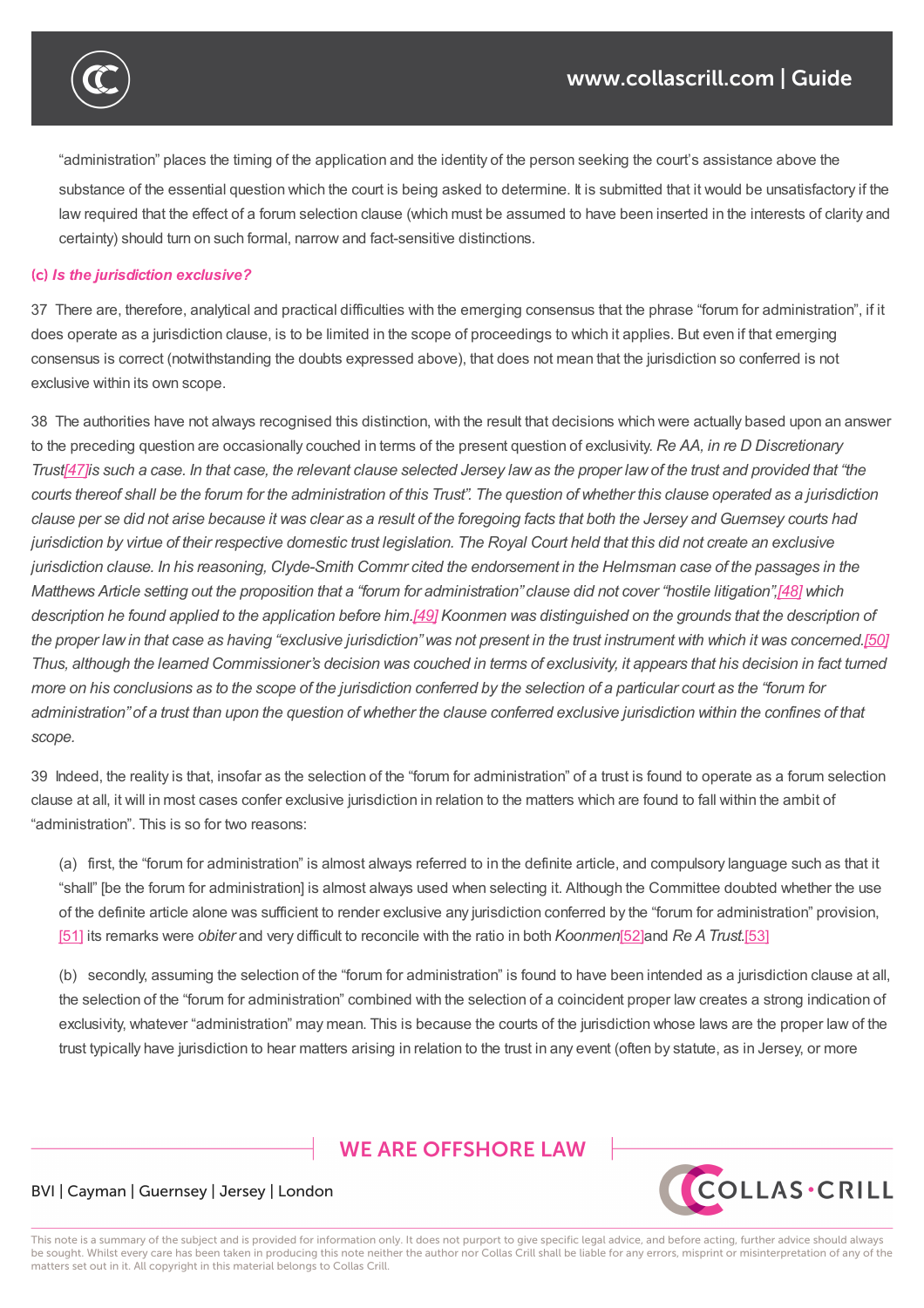"administration" places the timing of the application and the identity of the person seeking the court's assistance above the substance of the essential question which the court is being asked to determine. It is submitted that it would be unsatisfactory if the law required that the effect of a forum selection clause (which must be assumed to have been inserted in the interests of clarity and certainty) should turn on such formal, narrow and fact-sensitive distinctions.

**(c)** ***Is the jurisdiction exclusive?***

37 There are, therefore, analytical and practical difficulties with the emerging consensus that the phrase "forum for administration", if it does operate as a jurisdiction clause, is to be limited in the scope of proceedings to which it applies. But even if that emerging consensus is correct (notwithstanding the doubts expressed above), that does not mean that the jurisdiction so conferred is not exclusive within its own scope.

38 The authorities have not always recognised this distinction, with the result that decisions which were actually based upon an answer to the preceding question are occasionally couched in terms of the present question of exclusivity. *Re AA, in re D Discretionary Trust[47]is such a case. In that case, the relevant clause selected Jersey law as the proper law of the trust and provided that "the courts thereof shall be the forum for the administration of this Trust". The question of whether this clause operated as a jurisdiction clause per se did not arise because it was clear as a result of the foregoing facts that both the Jersey and Guernsey courts had jurisdiction by virtue of their respective domestic trust legislation. The Royal Court held that this did not create an exclusive jurisdiction clause. In his reasoning, Clyde-Smith Commr cited the endorsement in the Helmsman case of the passages in the Matthews Article setting out the proposition that a "forum for administration" clause did not cover "hostile litigation",[48] which description he found applied to the application before him.[49] Koonmen was distinguished on the grounds that the description of the proper law in that case as having "exclusive jurisdiction" was not present in the trust instrument with which it was concerned.[50] Thus, although the learned Commissioner's decision was couched in terms of exclusivity, it appears that his decision in fact turned more on his conclusions as to the scope of the jurisdiction conferred by the selection of a particular court as the "forum for administration" of a trust than upon the question of whether the clause conferred exclusive jurisdiction within the confines of that scope.*

39 Indeed, the reality is that, insofar as the selection of the "forum for administration" of a trust is found to operate as a forum selection clause at all, it will in most cases confer exclusive jurisdiction in relation to the matters which are found to fall within the ambit of "administration". This is so for two reasons:

(a) first, the "forum for administration" is almost always referred to in the definite article, and compulsory language such as that it "shall" [be the forum for administration] is almost always used when selecting it. Although the Committee doubted whether the use of the definite article alone was sufficient to render exclusive any jurisdiction conferred by the "forum for administration" provision,[51] its remarks were *obiter* and very difficult to reconcile with the ratio in both *Koonmen*[52]and *Re A Trust*.[53]

(b) secondly, assuming the selection of the "forum for administration" is found to have been intended as a jurisdiction clause at all, the selection of the "forum for administration" combined with the selection of a coincident proper law creates a strong indication of exclusivity, whatever "administration" may mean. This is because the courts of the jurisdiction whose laws are the proper law of the trust typically have jurisdiction to hear matters arising in relation to the trust in any event (often by statute, as in Jersey, or more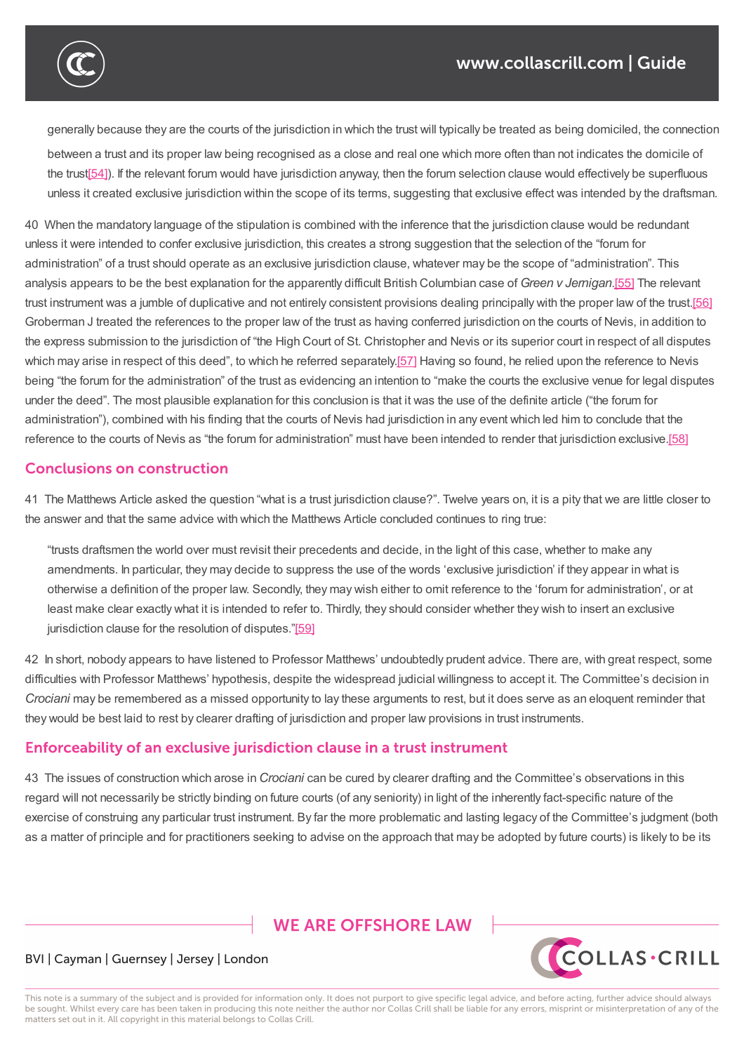generally because they are the courts of the jurisdiction in which the trust will typically be treated as being domiciled, the connection between a trust and its proper law being recognised as a close and real one which more often than not indicates the domicile of the trust[54]). If the relevant forum would have jurisdiction anyway, then the forum selection clause would effectively be superfluous unless it created exclusive jurisdiction within the scope of its terms, suggesting that exclusive effect was intended by the draftsman.

40 When the mandatory language of the stipulation is combined with the inference that the jurisdiction clause would be redundant unless it were intended to confer exclusive jurisdiction, this creates a strong suggestion that the selection of the "forum for administration" of a trust should operate as an exclusive jurisdiction clause, whatever may be the scope of "administration". This analysis appears to be the best explanation for the apparently difficult British Columbian case of *Green v Jernigan*.[55] The relevant trust instrument was a jumble of duplicative and not entirely consistent provisions dealing principally with the proper law of the trust.[56] Groberman J treated the references to the proper law of the trust as having conferred jurisdiction on the courts of Nevis, in addition to the express submission to the jurisdiction of "the High Court of St. Christopher and Nevis or its superior court in respect of all disputes which may arise in respect of this deed", to which he referred separately.[57] Having so found, he relied upon the reference to Nevis being "the forum for the administration" of the trust as evidencing an intention to "make the courts the exclusive venue for legal disputes under the deed". The most plausible explanation for this conclusion is that it was the use of the definite article ("the forum for administration"), combined with his finding that the courts of Nevis had jurisdiction in any event which led him to conclude that the reference to the courts of Nevis as "the forum for administration" must have been intended to render that jurisdiction exclusive.[58]

## Conclusions on construction

41 The Matthews Article asked the question "what is a trust jurisdiction clause?". Twelve years on, it is a pity that we are little closer to the answer and that the same advice with which the Matthews Article concluded continues to ring true:

> "trusts draftsmen the world over must revisit their precedents and decide, in the light of this case, whether to make any amendments. In particular, they may decide to suppress the use of the words 'exclusive jurisdiction' if they appear in what is otherwise a definition of the proper law. Secondly, they may wish either to omit reference to the 'forum for administration', or at least make clear exactly what it is intended to refer to. Thirdly, they should consider whether they wish to insert an exclusive jurisdiction clause for the resolution of disputes."[59]

42 In short, nobody appears to have listened to Professor Matthews' undoubtedly prudent advice. There are, with great respect, some difficulties with Professor Matthews' hypothesis, despite the widespread judicial willingness to accept it. The Committee's decision in *Crociani* may be remembered as a missed opportunity to lay these arguments to rest, but it does serve as an eloquent reminder that they would be best laid to rest by clearer drafting of jurisdiction and proper law provisions in trust instruments.

## Enforceability of an exclusive jurisdiction clause in a trust instrument

43 The issues of construction which arose in *Crociani* can be cured by clearer drafting and the Committee's observations in this regard will not necessarily be strictly binding on future courts (of any seniority) in light of the inherently fact-specific nature of the exercise of construing any particular trust instrument. By far the more problematic and lasting legacy of the Committee's judgment (both as a matter of principle and for practitioners seeking to advise on the approach that may be adopted by future courts) is likely to be its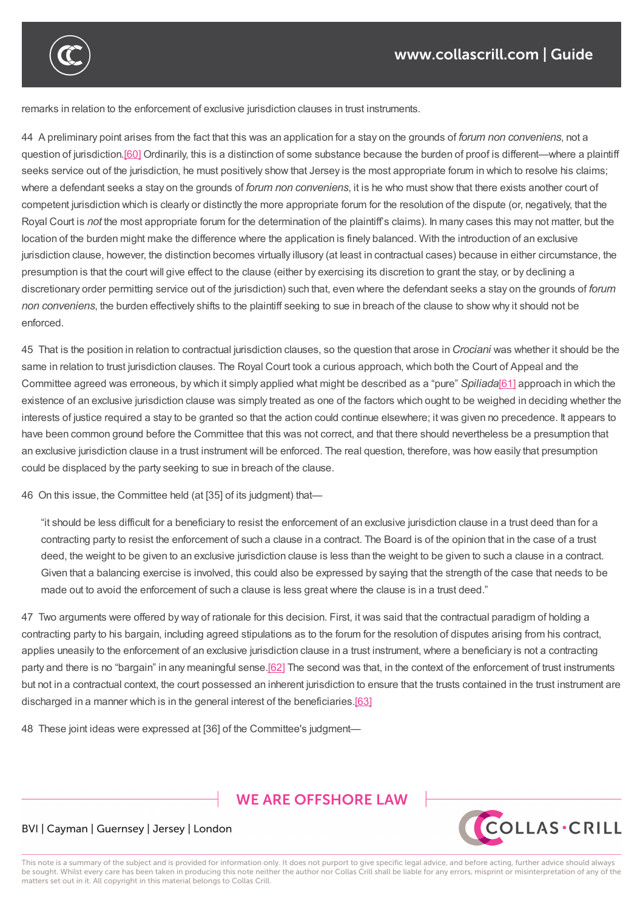remarks in relation to the enforcement of exclusive jurisdiction clauses in trust instruments.

44 A preliminary point arises from the fact that this was an application for a stay on the grounds of *forum non conveniens*, not a question of jurisdiction.[60] Ordinarily, this is a distinction of some substance because the burden of proof is different—where a plaintiff seeks service out of the jurisdiction, he must positively show that Jersey is the most appropriate forum in which to resolve his claims; where a defendant seeks a stay on the grounds of *forum non conveniens*, it is he who must show that there exists another court of competent jurisdiction which is clearly or distinctly the more appropriate forum for the resolution of the dispute (or, negatively, that the Royal Court is *not* the most appropriate forum for the determination of the plaintiff's claims). In many cases this may not matter, but the location of the burden might make the difference where the application is finely balanced. With the introduction of an exclusive jurisdiction clause, however, the distinction becomes virtually illusory (at least in contractual cases) because in either circumstance, the presumption is that the court will give effect to the clause (either by exercising its discretion to grant the stay, or by declining a discretionary order permitting service out of the jurisdiction) such that, even where the defendant seeks a stay on the grounds of *forum non conveniens*, the burden effectively shifts to the plaintiff seeking to sue in breach of the clause to show why it should not be enforced.

45 That is the position in relation to contractual jurisdiction clauses, so the question that arose in *Crociani* was whether it should be the same in relation to trust jurisdiction clauses. The Royal Court took a curious approach, which both the Court of Appeal and the Committee agreed was erroneous, by which it simply applied what might be described as a "pure" *Spiliada*[61] approach in which the existence of an exclusive jurisdiction clause was simply treated as one of the factors which ought to be weighed in deciding whether the interests of justice required a stay to be granted so that the action could continue elsewhere; it was given no precedence. It appears to have been common ground before the Committee that this was not correct, and that there should nevertheless be a presumption that an exclusive jurisdiction clause in a trust instrument will be enforced. The real question, therefore, was how easily that presumption could be displaced by the party seeking to sue in breach of the clause.

46 On this issue, the Committee held (at [35] of its judgment) that—

> "it should be less difficult for a beneficiary to resist the enforcement of an exclusive jurisdiction clause in a trust deed than for a contracting party to resist the enforcement of such a clause in a contract. The Board is of the opinion that in the case of a trust deed, the weight to be given to an exclusive jurisdiction clause is less than the weight to be given to such a clause in a contract. Given that a balancing exercise is involved, this could also be expressed by saying that the strength of the case that needs to be made out to avoid the enforcement of such a clause is less great where the clause is in a trust deed."

47 Two arguments were offered by way of rationale for this decision. First, it was said that the contractual paradigm of holding a contracting party to his bargain, including agreed stipulations as to the forum for the resolution of disputes arising from his contract, applies uneasily to the enforcement of an exclusive jurisdiction clause in a trust instrument, where a beneficiary is not a contracting party and there is no "bargain" in any meaningful sense.[62] The second was that, in the context of the enforcement of trust instruments but not in a contractual context, the court possessed an inherent jurisdiction to ensure that the trusts contained in the trust instrument are discharged in a manner which is in the general interest of the beneficiaries.[63]

48 These joint ideas were expressed at [36] of the Committee's judgment—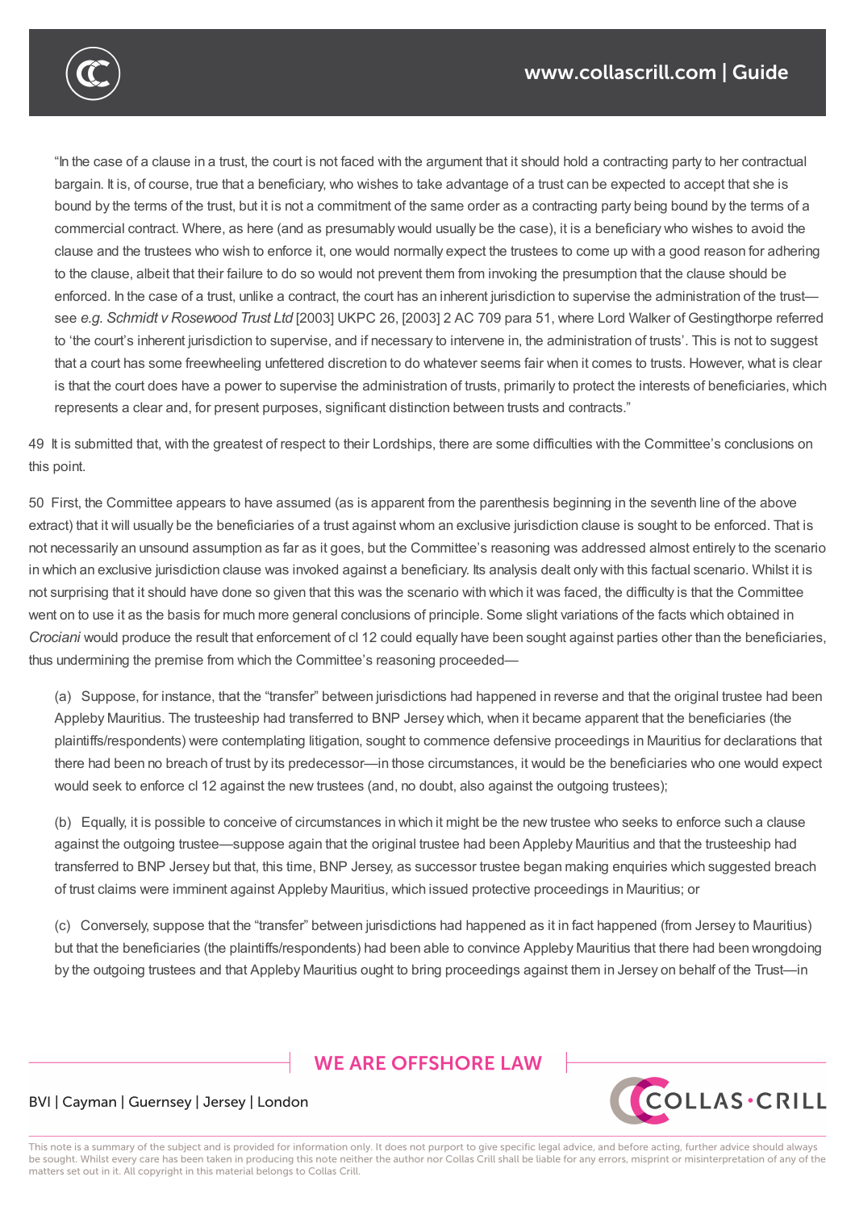"In the case of a clause in a trust, the court is not faced with the argument that it should hold a contracting party to her contractual bargain. It is, of course, true that a beneficiary, who wishes to take advantage of a trust can be expected to accept that she is bound by the terms of the trust, but it is not a commitment of the same order as a contracting party being bound by the terms of a commercial contract. Where, as here (and as presumably would usually be the case), it is a beneficiary who wishes to avoid the clause and the trustees who wish to enforce it, one would normally expect the trustees to come up with a good reason for adhering to the clause, albeit that their failure to do so would not prevent them from invoking the presumption that the clause should be enforced. In the case of a trust, unlike a contract, the court has an inherent jurisdiction to supervise the administration of the trust—see *e.g. Schmidt v Rosewood Trust Ltd* [2003] UKPC 26, [2003] 2 AC 709 para 51, where Lord Walker of Gestingthorpe referred to 'the court's inherent jurisdiction to supervise, and if necessary to intervene in, the administration of trusts'. This is not to suggest that a court has some freewheeling unfettered discretion to do whatever seems fair when it comes to trusts. However, what is clear is that the court does have a power to supervise the administration of trusts, primarily to protect the interests of beneficiaries, which represents a clear and, for present purposes, significant distinction between trusts and contracts."

49 It is submitted that, with the greatest of respect to their Lordships, there are some difficulties with the Committee's conclusions on this point.

50 First, the Committee appears to have assumed (as is apparent from the parenthesis beginning in the seventh line of the above extract) that it will usually be the beneficiaries of a trust against whom an exclusive jurisdiction clause is sought to be enforced. That is not necessarily an unsound assumption as far as it goes, but the Committee's reasoning was addressed almost entirely to the scenario in which an exclusive jurisdiction clause was invoked against a beneficiary. Its analysis dealt only with this factual scenario. Whilst it is not surprising that it should have done so given that this was the scenario with which it was faced, the difficulty is that the Committee went on to use it as the basis for much more general conclusions of principle. Some slight variations of the facts which obtained in *Crociani* would produce the result that enforcement of cl 12 could equally have been sought against parties other than the beneficiaries, thus undermining the premise from which the Committee's reasoning proceeded—

(a) Suppose, for instance, that the "transfer" between jurisdictions had happened in reverse and that the original trustee had been Appleby Mauritius. The trusteeship had transferred to BNP Jersey which, when it became apparent that the beneficiaries (the plaintiffs/respondents) were contemplating litigation, sought to commence defensive proceedings in Mauritius for declarations that there had been no breach of trust by its predecessor—in those circumstances, it would be the beneficiaries who one would expect would seek to enforce cl 12 against the new trustees (and, no doubt, also against the outgoing trustees);

(b) Equally, it is possible to conceive of circumstances in which it might be the new trustee who seeks to enforce such a clause against the outgoing trustee—suppose again that the original trustee had been Appleby Mauritius and that the trusteeship had transferred to BNP Jersey but that, this time, BNP Jersey, as successor trustee began making enquiries which suggested breach of trust claims were imminent against Appleby Mauritius, which issued protective proceedings in Mauritius; or

(c) Conversely, suppose that the "transfer" between jurisdictions had happened as it in fact happened (from Jersey to Mauritius) but that the beneficiaries (the plaintiffs/respondents) had been able to convince Appleby Mauritius that there had been wrongdoing by the outgoing trustees and that Appleby Mauritius ought to bring proceedings against them in Jersey on behalf of the Trust—in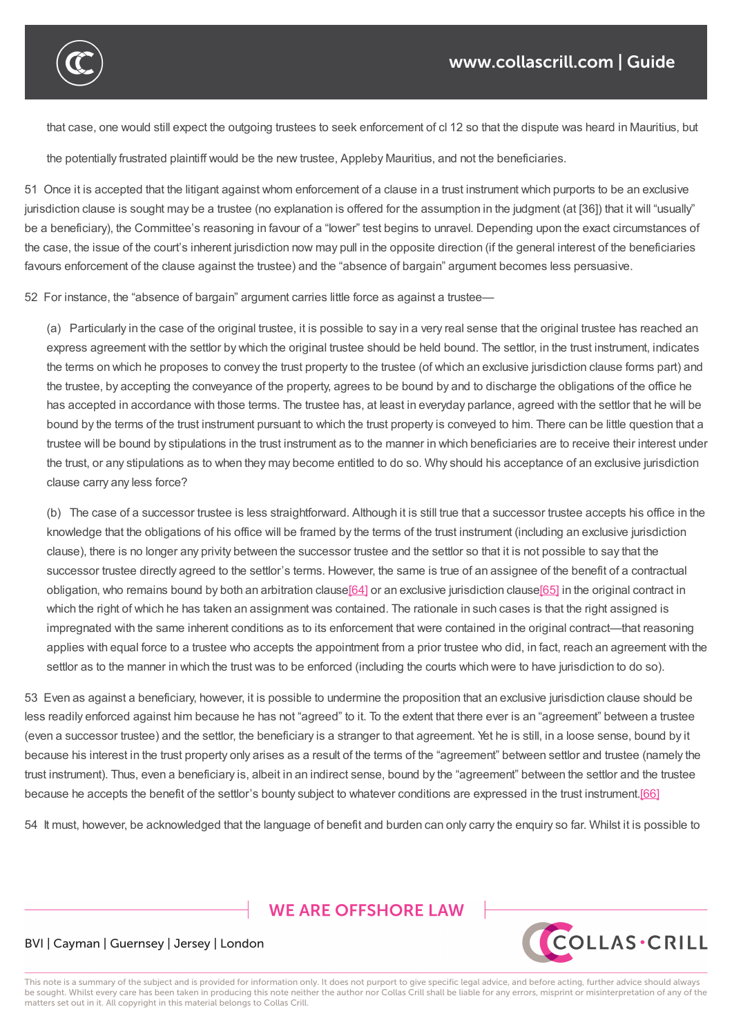that case, one would still expect the outgoing trustees to seek enforcement of cl 12 so that the dispute was heard in Mauritius, but the potentially frustrated plaintiff would be the new trustee, Appleby Mauritius, and not the beneficiaries.

51 Once it is accepted that the litigant against whom enforcement of a clause in a trust instrument which purports to be an exclusive jurisdiction clause is sought may be a trustee (no explanation is offered for the assumption in the judgment (at [36]) that it will "usually" be a beneficiary), the Committee's reasoning in favour of a "lower" test begins to unravel. Depending upon the exact circumstances of the case, the issue of the court's inherent jurisdiction now may pull in the opposite direction (if the general interest of the beneficiaries favours enforcement of the clause against the trustee) and the "absence of bargain" argument becomes less persuasive.

52 For instance, the "absence of bargain" argument carries little force as against a trustee—

(a) Particularly in the case of the original trustee, it is possible to say in a very real sense that the original trustee has reached an express agreement with the settlor by which the original trustee should be held bound. The settlor, in the trust instrument, indicates the terms on which he proposes to convey the trust property to the trustee (of which an exclusive jurisdiction clause forms part) and the trustee, by accepting the conveyance of the property, agrees to be bound by and to discharge the obligations of the office he has accepted in accordance with those terms. The trustee has, at least in everyday parlance, agreed with the settlor that he will be bound by the terms of the trust instrument pursuant to which the trust property is conveyed to him. There can be little question that a trustee will be bound by stipulations in the trust instrument as to the manner in which beneficiaries are to receive their interest under the trust, or any stipulations as to when they may become entitled to do so. Why should his acceptance of an exclusive jurisdiction clause carry any less force?

(b) The case of a successor trustee is less straightforward. Although it is still true that a successor trustee accepts his office in the knowledge that the obligations of his office will be framed by the terms of the trust instrument (including an exclusive jurisdiction clause), there is no longer any privity between the successor trustee and the settlor so that it is not possible to say that the successor trustee directly agreed to the settlor's terms. However, the same is true of an assignee of the benefit of a contractual obligation, who remains bound by both an arbitration clause[64] or an exclusive jurisdiction clause[65] in the original contract in which the right of which he has taken an assignment was contained. The rationale in such cases is that the right assigned is impregnated with the same inherent conditions as to its enforcement that were contained in the original contract—that reasoning applies with equal force to a trustee who accepts the appointment from a prior trustee who did, in fact, reach an agreement with the settlor as to the manner in which the trust was to be enforced (including the courts which were to have jurisdiction to do so).

53 Even as against a beneficiary, however, it is possible to undermine the proposition that an exclusive jurisdiction clause should be less readily enforced against him because he has not "agreed" to it. To the extent that there ever is an "agreement" between a trustee (even a successor trustee) and the settlor, the beneficiary is a stranger to that agreement. Yet he is still, in a loose sense, bound by it because his interest in the trust property only arises as a result of the terms of the "agreement" between settlor and trustee (namely the trust instrument). Thus, even a beneficiary is, albeit in an indirect sense, bound by the "agreement" between the settlor and the trustee because he accepts the benefit of the settlor's bounty subject to whatever conditions are expressed in the trust instrument.[66]

54 It must, however, be acknowledged that the language of benefit and burden can only carry the enquiry so far. Whilst it is possible to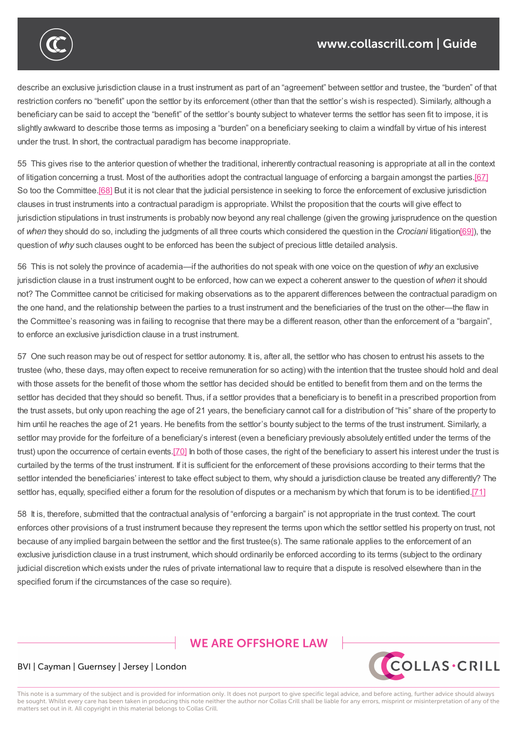describe an exclusive jurisdiction clause in a trust instrument as part of an "agreement" between settlor and trustee, the "burden" of that restriction confers no "benefit" upon the settlor by its enforcement (other than that the settlor's wish is respected). Similarly, although a beneficiary can be said to accept the "benefit" of the settlor's bounty subject to whatever terms the settlor has seen fit to impose, it is slightly awkward to describe those terms as imposing a "burden" on a beneficiary seeking to claim a windfall by virtue of his interest under the trust. In short, the contractual paradigm has become inappropriate.

55 This gives rise to the anterior question of whether the traditional, inherently contractual reasoning is appropriate at all in the context of litigation concerning a trust. Most of the authorities adopt the contractual language of enforcing a bargain amongst the parties.[67] So too the Committee.[68] But it is not clear that the judicial persistence in seeking to force the enforcement of exclusive jurisdiction clauses in trust instruments into a contractual paradigm is appropriate. Whilst the proposition that the courts will give effect to jurisdiction stipulations in trust instruments is probably now beyond any real challenge (given the growing jurisprudence on the question of *when* they should do so, including the judgments of all three courts which considered the question in the *Crociani* litigation[69]), the question of *why* such clauses ought to be enforced has been the subject of precious little detailed analysis.

56 This is not solely the province of academia—if the authorities do not speak with one voice on the question of *why* an exclusive jurisdiction clause in a trust instrument ought to be enforced, how can we expect a coherent answer to the question of *when* it should not? The Committee cannot be criticised for making observations as to the apparent differences between the contractual paradigm on the one hand, and the relationship between the parties to a trust instrument and the beneficiaries of the trust on the other—the flaw in the Committee's reasoning was in failing to recognise that there may be a different reason, other than the enforcement of a "bargain", to enforce an exclusive jurisdiction clause in a trust instrument.

57 One such reason may be out of respect for settlor autonomy. It is, after all, the settlor who has chosen to entrust his assets to the trustee (who, these days, may often expect to receive remuneration for so acting) with the intention that the trustee should hold and deal with those assets for the benefit of those whom the settlor has decided should be entitled to benefit from them and on the terms the settlor has decided that they should so benefit. Thus, if a settlor provides that a beneficiary is to benefit in a prescribed proportion from the trust assets, but only upon reaching the age of 21 years, the beneficiary cannot call for a distribution of "his" share of the property to him until he reaches the age of 21 years. He benefits from the settlor's bounty subject to the terms of the trust instrument. Similarly, a settlor may provide for the forfeiture of a beneficiary's interest (even a beneficiary previously absolutely entitled under the terms of the trust) upon the occurrence of certain events.[70] In both of those cases, the right of the beneficiary to assert his interest under the trust is curtailed by the terms of the trust instrument. If it is sufficient for the enforcement of these provisions according to their terms that the settlor intended the beneficiaries' interest to take effect subject to them, why should a jurisdiction clause be treated any differently? The settlor has, equally, specified either a forum for the resolution of disputes or a mechanism by which that forum is to be identified.[71]

58 It is, therefore, submitted that the contractual analysis of "enforcing a bargain" is not appropriate in the trust context. The court enforces other provisions of a trust instrument because they represent the terms upon which the settlor settled his property on trust, not because of any implied bargain between the settlor and the first trustee(s). The same rationale applies to the enforcement of an exclusive jurisdiction clause in a trust instrument, which should ordinarily be enforced according to its terms (subject to the ordinary judicial discretion which exists under the rules of private international law to require that a dispute is resolved elsewhere than in the specified forum if the circumstances of the case so require).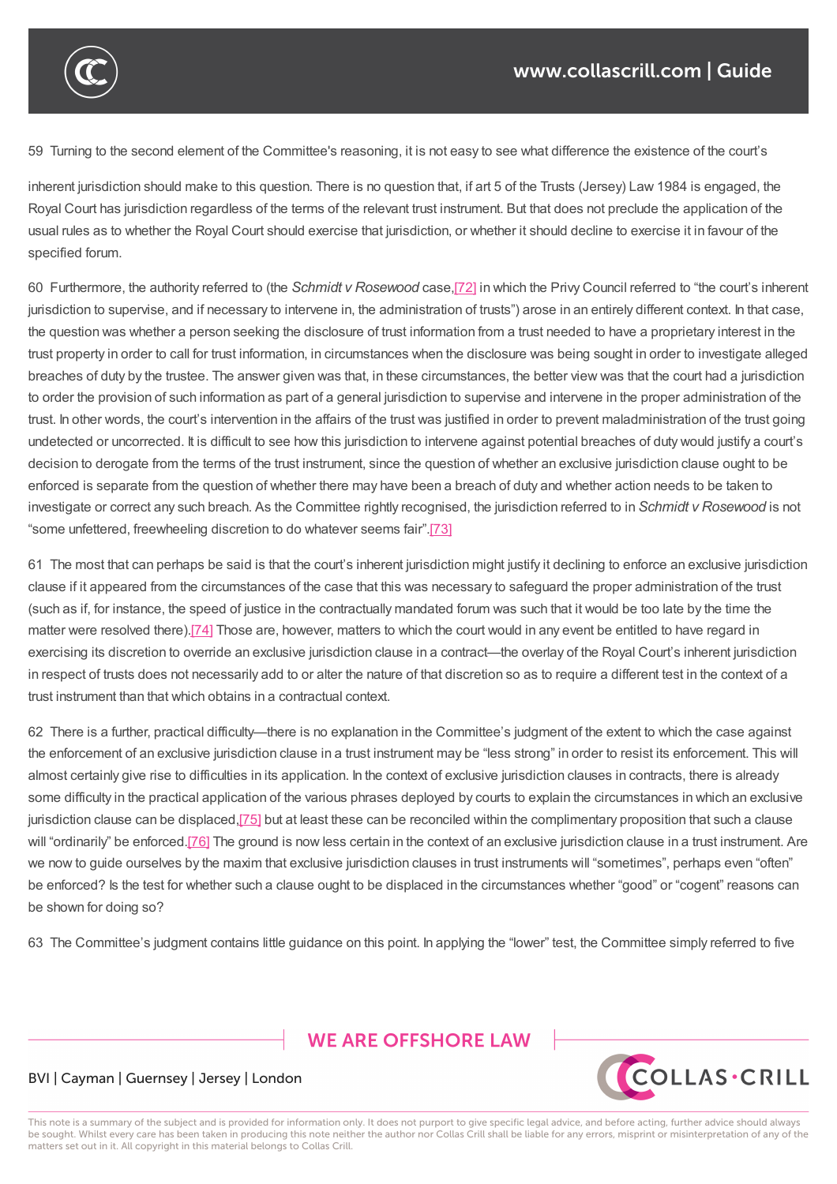59 Turning to the second element of the Committee's reasoning, it is not easy to see what difference the existence of the court's inherent jurisdiction should make to this question. There is no question that, if art 5 of the Trusts (Jersey) Law 1984 is engaged, the Royal Court has jurisdiction regardless of the terms of the relevant trust instrument. But that does not preclude the application of the usual rules as to whether the Royal Court should exercise that jurisdiction, or whether it should decline to exercise it in favour of the specified forum.

60 Furthermore, the authority referred to (the *Schmidt v Rosewood* case,[72] in which the Privy Council referred to "the court's inherent jurisdiction to supervise, and if necessary to intervene in, the administration of trusts") arose in an entirely different context. In that case, the question was whether a person seeking the disclosure of trust information from a trust needed to have a proprietary interest in the trust property in order to call for trust information, in circumstances when the disclosure was being sought in order to investigate alleged breaches of duty by the trustee. The answer given was that, in these circumstances, the better view was that the court had a jurisdiction to order the provision of such information as part of a general jurisdiction to supervise and intervene in the proper administration of the trust. In other words, the court's intervention in the affairs of the trust was justified in order to prevent maladministration of the trust going undetected or uncorrected. It is difficult to see how this jurisdiction to intervene against potential breaches of duty would justify a court's decision to derogate from the terms of the trust instrument, since the question of whether an exclusive jurisdiction clause ought to be enforced is separate from the question of whether there may have been a breach of duty and whether action needs to be taken to investigate or correct any such breach. As the Committee rightly recognised, the jurisdiction referred to in *Schmidt v Rosewood* is not "some unfettered, freewheeling discretion to do whatever seems fair".[73]

61 The most that can perhaps be said is that the court's inherent jurisdiction might justify it declining to enforce an exclusive jurisdiction clause if it appeared from the circumstances of the case that this was necessary to safeguard the proper administration of the trust (such as if, for instance, the speed of justice in the contractually mandated forum was such that it would be too late by the time the matter were resolved there).[74] Those are, however, matters to which the court would in any event be entitled to have regard in exercising its discretion to override an exclusive jurisdiction clause in a contract—the overlay of the Royal Court's inherent jurisdiction in respect of trusts does not necessarily add to or alter the nature of that discretion so as to require a different test in the context of a trust instrument than that which obtains in a contractual context.

62 There is a further, practical difficulty—there is no explanation in the Committee's judgment of the extent to which the case against the enforcement of an exclusive jurisdiction clause in a trust instrument may be "less strong" in order to resist its enforcement. This will almost certainly give rise to difficulties in its application. In the context of exclusive jurisdiction clauses in contracts, there is already some difficulty in the practical application of the various phrases deployed by courts to explain the circumstances in which an exclusive jurisdiction clause can be displaced,[75] but at least these can be reconciled within the complimentary proposition that such a clause will "ordinarily" be enforced.[76] The ground is now less certain in the context of an exclusive jurisdiction clause in a trust instrument. Are we now to guide ourselves by the maxim that exclusive jurisdiction clauses in trust instruments will "sometimes", perhaps even "often" be enforced? Is the test for whether such a clause ought to be displaced in the circumstances whether "good" or "cogent" reasons can be shown for doing so?

63 The Committee's judgment contains little guidance on this point. In applying the "lower" test, the Committee simply referred to five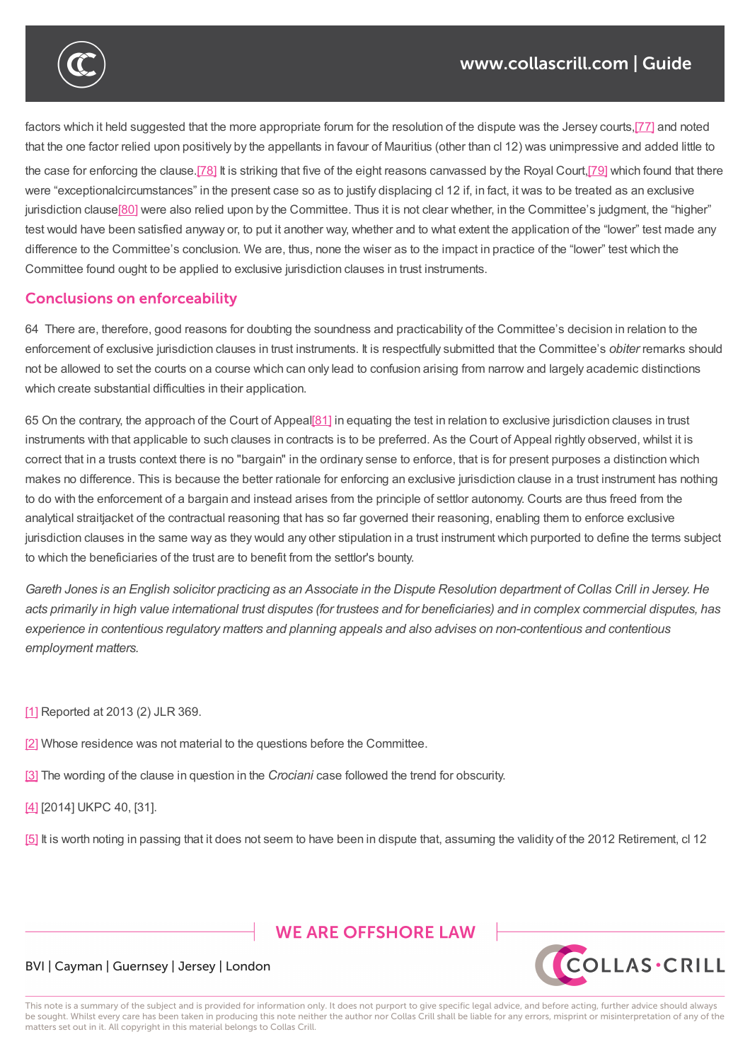factors which it held suggested that the more appropriate forum for the resolution of the dispute was the Jersey courts,[77] and noted that the one factor relied upon positively by the appellants in favour of Mauritius (other than cl 12) was unimpressive and added little to the case for enforcing the clause.[78] It is striking that five of the eight reasons canvassed by the Royal Court,[79] which found that there were "exceptionalcircumstances" in the present case so as to justify displacing cl 12 if, in fact, it was to be treated as an exclusive jurisdiction clause[80] were also relied upon by the Committee. Thus it is not clear whether, in the Committee's judgment, the "higher" test would have been satisfied anyway or, to put it another way, whether and to what extent the application of the "lower" test made any difference to the Committee's conclusion. We are, thus, none the wiser as to the impact in practice of the "lower" test which the Committee found ought to be applied to exclusive jurisdiction clauses in trust instruments.

## Conclusions on enforceability

64 There are, therefore, good reasons for doubting the soundness and practicability of the Committee's decision in relation to the enforcement of exclusive jurisdiction clauses in trust instruments. It is respectfully submitted that the Committee's *obiter* remarks should not be allowed to set the courts on a course which can only lead to confusion arising from narrow and largely academic distinctions which create substantial difficulties in their application.

65 On the contrary, the approach of the Court of Appeal[81] in equating the test in relation to exclusive jurisdiction clauses in trust instruments with that applicable to such clauses in contracts is to be preferred. As the Court of Appeal rightly observed, whilst it is correct that in a trusts context there is no "bargain" in the ordinary sense to enforce, that is for present purposes a distinction which makes no difference. This is because the better rationale for enforcing an exclusive jurisdiction clause in a trust instrument has nothing to do with the enforcement of a bargain and instead arises from the principle of settlor autonomy. Courts are thus freed from the analytical straitjacket of the contractual reasoning that has so far governed their reasoning, enabling them to enforce exclusive jurisdiction clauses in the same way as they would any other stipulation in a trust instrument which purported to define the terms subject to which the beneficiaries of the trust are to benefit from the settlor's bounty.

*Gareth Jones is an English solicitor practicing as an Associate in the Dispute Resolution department of Collas Crill in Jersey. He acts primarily in high value international trust disputes (for trustees and for beneficiaries) and in complex commercial disputes, has experience in contentious regulatory matters and planning appeals and also advises on non-contentious and contentious employment matters.*

[1] Reported at 2013 (2) JLR 369.

[2] Whose residence was not material to the questions before the Committee.

[3] The wording of the clause in question in the *Crociani* case followed the trend for obscurity.

[4] [2014] UKPC 40, [31].

[5] It is worth noting in passing that it does not seem to have been in dispute that, assuming the validity of the 2012 Retirement, cl 12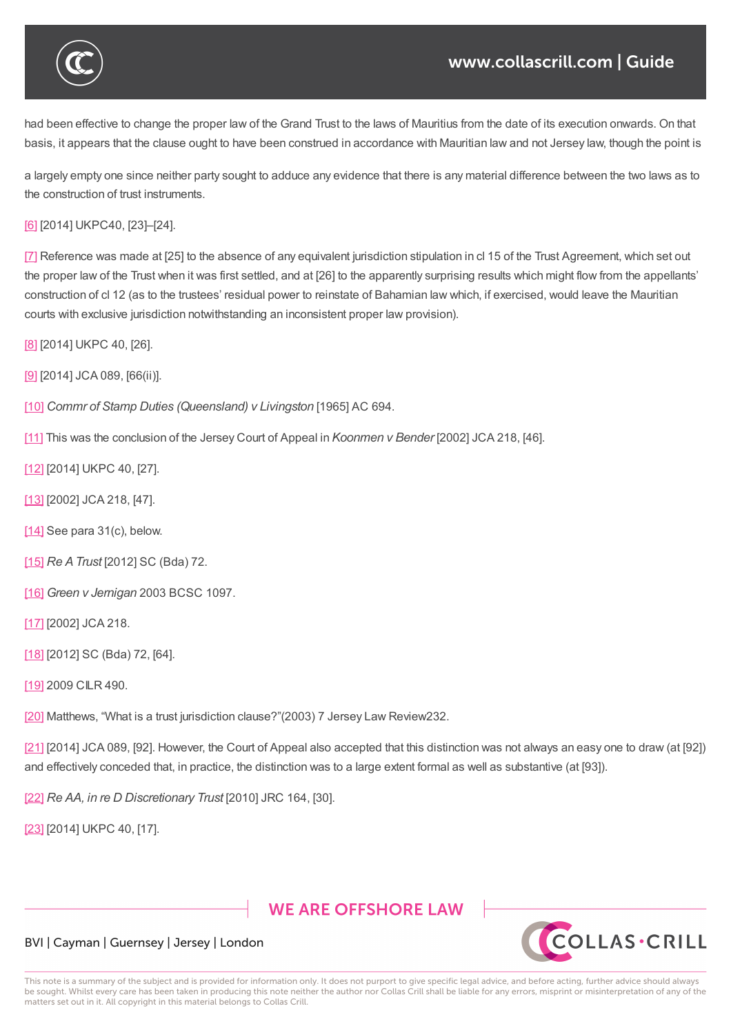had been effective to change the proper law of the Grand Trust to the laws of Mauritius from the date of its execution onwards. On that basis, it appears that the clause ought to have been construed in accordance with Mauritian law and not Jersey law, though the point is

a largely empty one since neither party sought to adduce any evidence that there is any material difference between the two laws as to the construction of trust instruments.

[6] [2014] UKPC40, [23]–[24].

[7] Reference was made at [25] to the absence of any equivalent jurisdiction stipulation in cl 15 of the Trust Agreement, which set out the proper law of the Trust when it was first settled, and at [26] to the apparently surprising results which might flow from the appellants' construction of cl 12 (as to the trustees' residual power to reinstate of Bahamian law which, if exercised, would leave the Mauritian courts with exclusive jurisdiction notwithstanding an inconsistent proper law provision).

[8] [2014] UKPC 40, [26].

[9] [2014] JCA 089, [66(ii)].

[10] *Commr of Stamp Duties (Queensland) v Livingston* [1965] AC 694.

[11] This was the conclusion of the Jersey Court of Appeal in *Koonmen v Bender* [2002] JCA 218, [46].

[12] [2014] UKPC 40, [27].

[13] [2002] JCA 218, [47].

[14] See para 31(c), below.

[15] *Re A Trust* [2012] SC (Bda) 72.

[16] *Green v Jernigan* 2003 BCSC 1097.

[17] [2002] JCA 218.

[18] [2012] SC (Bda) 72, [64].

[19] 2009 CILR 490.

[20] Matthews, "What is a trust jurisdiction clause?"(2003) 7 Jersey Law Review232.

[21] [2014] JCA 089, [92]. However, the Court of Appeal also accepted that this distinction was not always an easy one to draw (at [92]) and effectively conceded that, in practice, the distinction was to a large extent formal as well as substantive (at [93]).

[22] *Re AA, in re D Discretionary Trust* [2010] JRC 164, [30].

[23] [2014] UKPC 40, [17].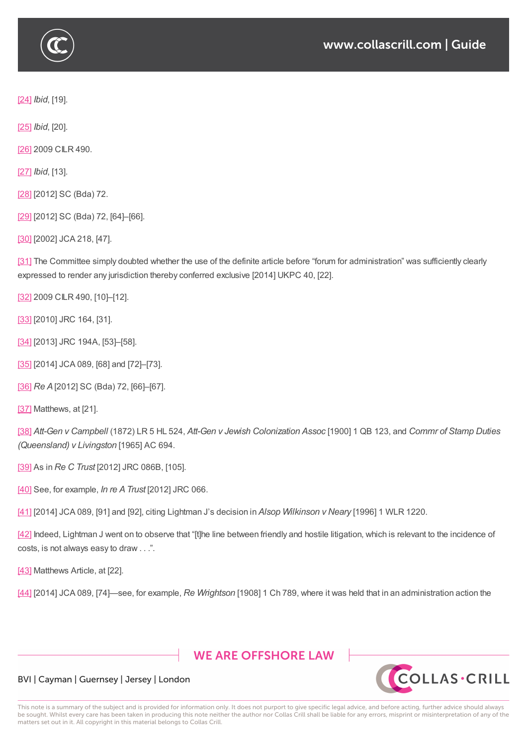[24] *Ibid*, [19].

[25] *Ibid*, [20].

[26] 2009 CILR 490.

[27] *Ibid*, [13].

[28] [2012] SC (Bda) 72.

[29] [2012] SC (Bda) 72, [64]–[66].

[30] [2002] JCA 218, [47].

[31] The Committee simply doubted whether the use of the definite article before "forum for administration" was sufficiently clearly expressed to render any jurisdiction thereby conferred exclusive [2014] UKPC 40, [22].

[32] 2009 CILR 490, [10]–[12].

[33] [2010] JRC 164, [31].

[34] [2013] JRC 194A, [53]–[58].

[35] [2014] JCA 089, [68] and [72]–[73].

[36] *Re A* [2012] SC (Bda) 72, [66]–[67].

[37] Matthews, at [21].

[38] *Att-Gen v Campbell* (1872) LR 5 HL 524, *Att-Gen v Jewish Colonization Assoc* [1900] 1 QB 123, and *Commr of Stamp Duties (Queensland) v Livingston* [1965] AC 694.

[39] As in *Re C Trust* [2012] JRC 086B, [105].

[40] See, for example, *In re A Trust* [2012] JRC 066.

[41] [2014] JCA 089, [91] and [92], citing Lightman J's decision in *Alsop Wilkinson v Neary* [1996] 1 WLR 1220.

[42] Indeed, Lightman J went on to observe that "[t]he line between friendly and hostile litigation, which is relevant to the incidence of costs, is not always easy to draw . . .".

[43] Matthews Article, at [22].

[44] [2014] JCA 089, [74]—see, for example, *Re Wrightson* [1908] 1 Ch 789, where it was held that in an administration action the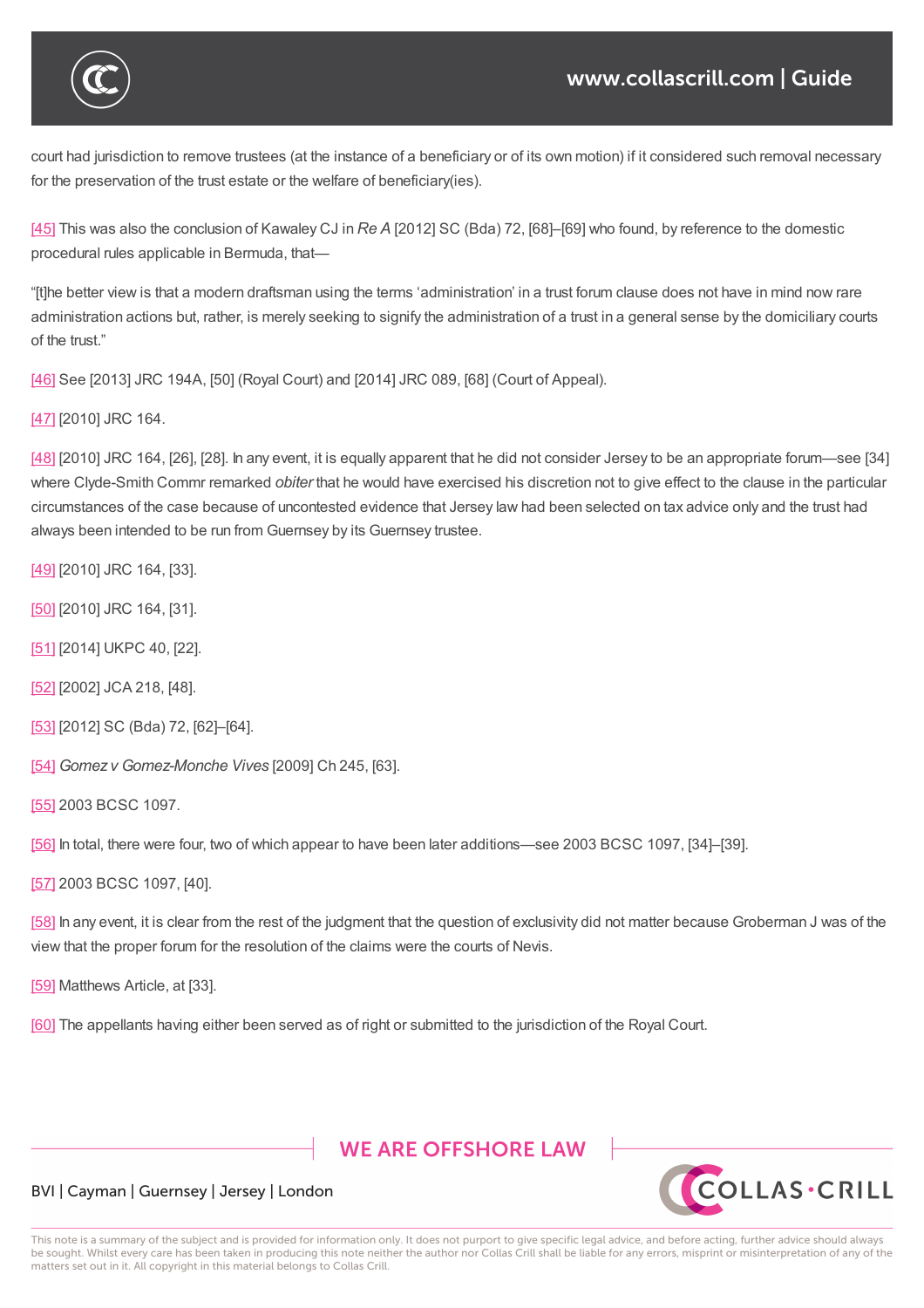court had jurisdiction to remove trustees (at the instance of a beneficiary or of its own motion) if it considered such removal necessary for the preservation of the trust estate or the welfare of beneficiary(ies).

[45] This was also the conclusion of Kawaley CJ in *Re A* [2012] SC (Bda) 72, [68]–[69] who found, by reference to the domestic procedural rules applicable in Bermuda, that—

"[t]he better view is that a modern draftsman using the terms 'administration' in a trust forum clause does not have in mind now rare administration actions but, rather, is merely seeking to signify the administration of a trust in a general sense by the domiciliary courts of the trust."

[46] See [2013] JRC 194A, [50] (Royal Court) and [2014] JRC 089, [68] (Court of Appeal).

[47] [2010] JRC 164.

[48] [2010] JRC 164, [26], [28]. In any event, it is equally apparent that he did not consider Jersey to be an appropriate forum—see [34] where Clyde-Smith Commr remarked *obiter* that he would have exercised his discretion not to give effect to the clause in the particular circumstances of the case because of uncontested evidence that Jersey law had been selected on tax advice only and the trust had always been intended to be run from Guernsey by its Guernsey trustee.

[49] [2010] JRC 164, [33].

[50] [2010] JRC 164, [31].

[51] [2014] UKPC 40, [22].

[52] [2002] JCA 218, [48].

[53] [2012] SC (Bda) 72, [62]–[64].

[54] *Gomez v Gomez-Monche Vives* [2009] Ch 245, [63].

[55] 2003 BCSC 1097.

[56] In total, there were four, two of which appear to have been later additions—see 2003 BCSC 1097, [34]–[39].

[57] 2003 BCSC 1097, [40].

[58] In any event, it is clear from the rest of the judgment that the question of exclusivity did not matter because Groberman J was of the view that the proper forum for the resolution of the claims were the courts of Nevis.

[59] Matthews Article, at [33].

[60] The appellants having either been served as of right or submitted to the jurisdiction of the Royal Court.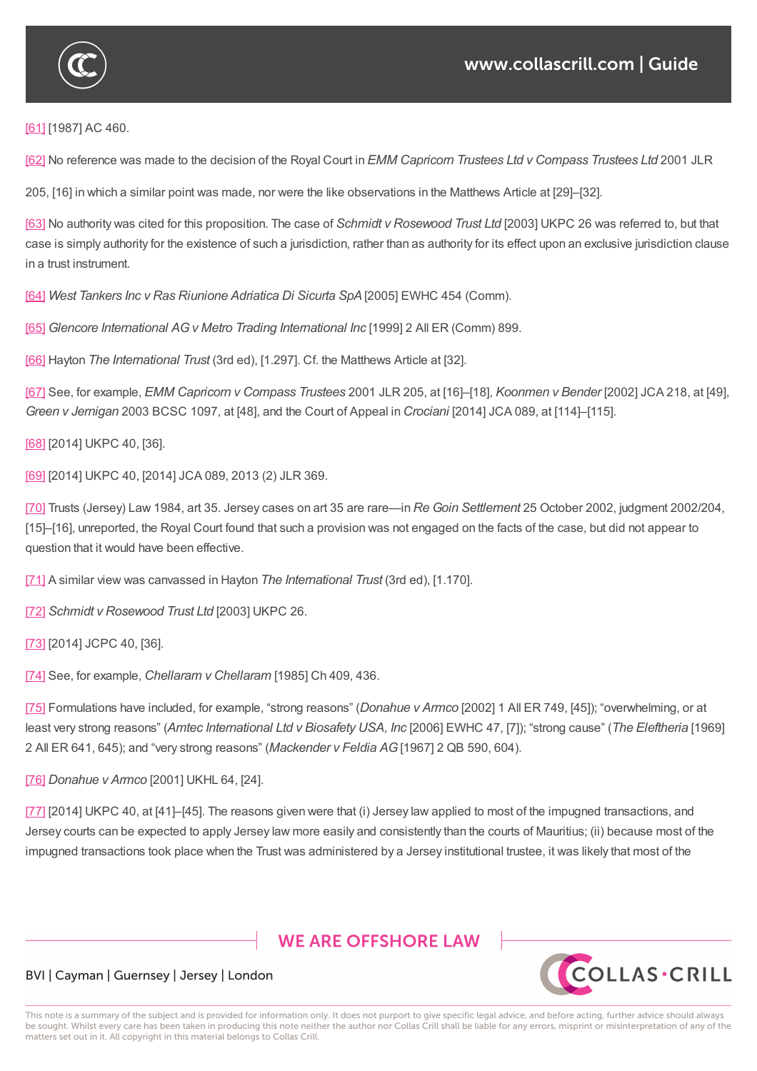[61] [1987] AC 460.

[62] No reference was made to the decision of the Royal Court in *EMM Capricorn Trustees Ltd v Compass Trustees Ltd* 2001 JLR 205, [16] in which a similar point was made, nor were the like observations in the Matthews Article at [29]–[32].

[63] No authority was cited for this proposition. The case of *Schmidt v Rosewood Trust Ltd* [2003] UKPC 26 was referred to, but that case is simply authority for the existence of such a jurisdiction, rather than as authority for its effect upon an exclusive jurisdiction clause in a trust instrument.

[64] *West Tankers Inc v Ras Riunione Adriatica Di Sicurta SpA* [2005] EWHC 454 (Comm).

[65] *Glencore International AG v Metro Trading International Inc* [1999] 2 All ER (Comm) 899.

[66] Hayton *The International Trust* (3rd ed), [1.297]. Cf. the Matthews Article at [32].

[67] See, for example, *EMM Capricorn v Compass Trustees* 2001 JLR 205, at [16]–[18], *Koonmen v Bender* [2002] JCA 218, at [49], *Green v Jernigan* 2003 BCSC 1097, at [48], and the Court of Appeal in *Crociani* [2014] JCA 089, at [114]–[115].

[68] [2014] UKPC 40, [36].

[69] [2014] UKPC 40, [2014] JCA 089, 2013 (2) JLR 369.

[70] Trusts (Jersey) Law 1984, art 35. Jersey cases on art 35 are rare—in *Re Goin Settlement* 25 October 2002, judgment 2002/204, [15]–[16], unreported, the Royal Court found that such a provision was not engaged on the facts of the case, but did not appear to question that it would have been effective.

[71] A similar view was canvassed in Hayton *The International Trust* (3rd ed), [1.170].

[72] *Schmidt v Rosewood Trust Ltd* [2003] UKPC 26.

[73] [2014] JCPC 40, [36].

[74] See, for example, *Chellaram v Chellaram* [1985] Ch 409, 436.

[75] Formulations have included, for example, "strong reasons" (*Donahue v Armco* [2002] 1 All ER 749, [45]); "overwhelming, or at least very strong reasons" (*Amtec International Ltd v Biosafety USA, Inc* [2006] EWHC 47, [7]); "strong cause" (*The Eleftheria* [1969] 2 All ER 641, 645); and "very strong reasons" (*Mackender v Feldia AG* [1967] 2 QB 590, 604).

[76] *Donahue v Armco* [2001] UKHL 64, [24].

[77] [2014] UKPC 40, at [41]–[45]. The reasons given were that (i) Jersey law applied to most of the impugned transactions, and Jersey courts can be expected to apply Jersey law more easily and consistently than the courts of Mauritius; (ii) because most of the impugned transactions took place when the Trust was administered by a Jersey institutional trustee, it was likely that most of the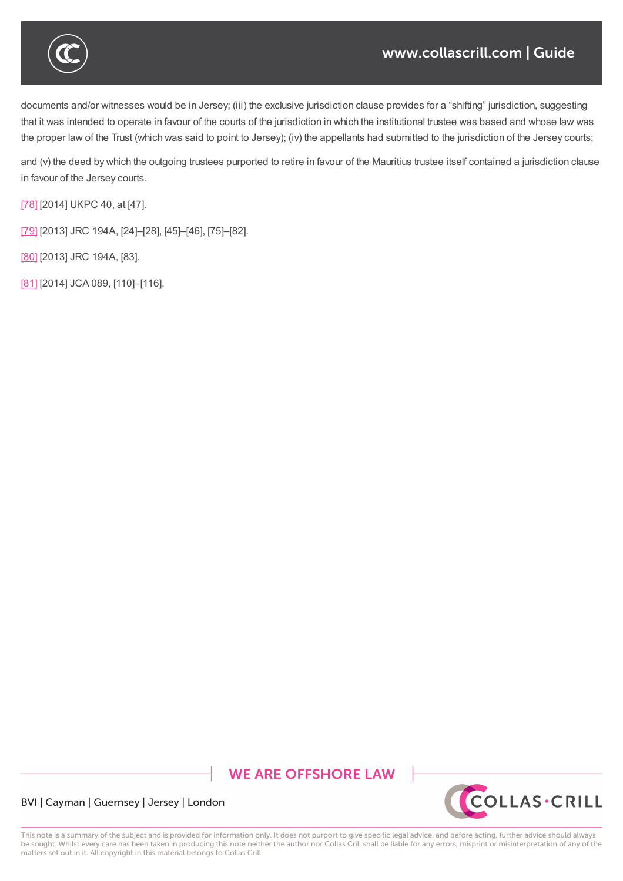documents and/or witnesses would be in Jersey; (iii) the exclusive jurisdiction clause provides for a "shifting" jurisdiction, suggesting that it was intended to operate in favour of the courts of the jurisdiction in which the institutional trustee was based and whose law was the proper law of the Trust (which was said to point to Jersey); (iv) the appellants had submitted to the jurisdiction of the Jersey courts;

and (v) the deed by which the outgoing trustees purported to retire in favour of the Mauritius trustee itself contained a jurisdiction clause in favour of the Jersey courts.

[78] [2014] UKPC 40, at [47].

[79] [2013] JRC 194A, [24]–[28], [45]–[46], [75]–[82].

[80] [2013] JRC 194A, [83].

[81] [2014] JCA 089, [110]–[116].